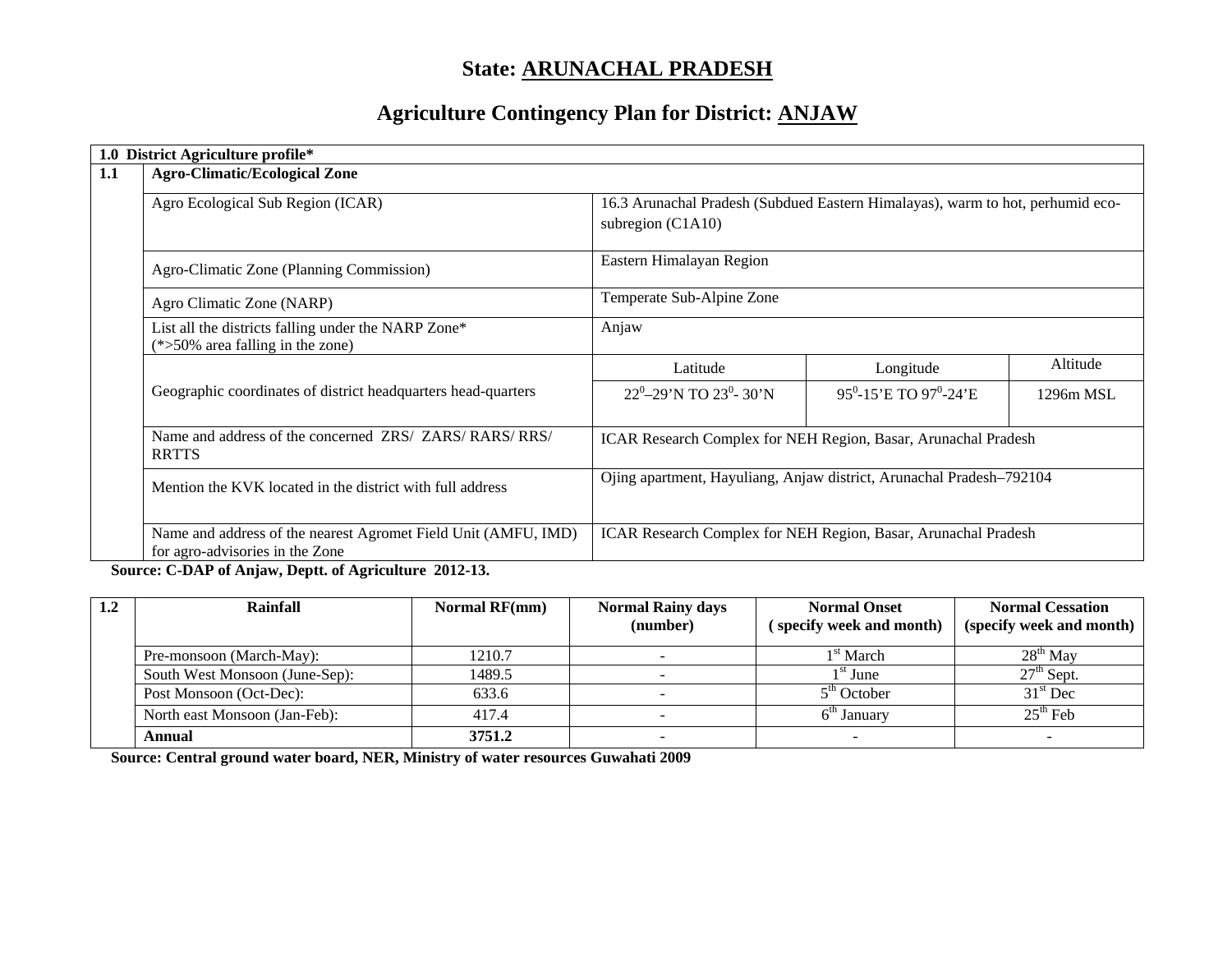# State: ARUNACHAL PRADESH

## Agriculture Contingency Plan for District: ANJAW

| **1.0 District Agriculture profile*** | | | | |
|---|---|---|---|---|
| **1.1** | **Agro-Climatic/Ecological Zone** | | | |
| | Agro Ecological Sub Region (ICAR) | 16.3 Arunachal Pradesh (Subdued Eastern Himalayas), warm to hot, perhumid eco-subregion (C1A10) | | |
| | Agro-Climatic Zone (Planning Commission) | Eastern Himalayan Region | | |
| | Agro Climatic Zone (NARP) | Temperate Sub-Alpine Zone | | |
| | List all the districts falling under the NARP Zone* (*>50% area falling in the zone) | Anjaw | | |
| | Geographic coordinates of district headquarters head-quarters | Latitude | Longitude | Altitude |
| | | $22^0$–29'N TO $23^0$- 30'N | $95^0$-15'E TO $97^0$-24'E | 1296m MSL |
| | Name and address of the concerned ZRS/ ZARS/ RARS/ RRS/ RRTTS | ICAR Research Complex for NEH Region, Basar, Arunachal Pradesh | | |
| | Mention the KVK located in the district with full address | Ojing apartment, Hayuliang, Anjaw district, Arunachal Pradesh–792104 | | |
| | Name and address of the nearest Agromet Field Unit (AMFU, IMD) for agro-advisories in the Zone | ICAR Research Complex for NEH Region, Basar, Arunachal Pradesh | | |

**Source: C-DAP of Anjaw, Deptt. of Agriculture 2012-13.**

| **1.2** | **Rainfall** | **Normal RF(mm)** | **Normal Rainy days (number)** | **Normal Onset ( specify week and month)** | **Normal Cessation (specify week and month)** |
|---|---|---|---|---|---|
| | Pre-monsoon (March-May): | 1210.7 | - | 1st March | 28th May |
| | South West Monsoon (June-Sep): | 1489.5 | - | 1st June | 27th Sept. |
| | Post Monsoon (Oct-Dec): | 633.6 | - | 5th October | 31st Dec |
| | North east Monsoon (Jan-Feb): | 417.4 | - | 6th January | 25th Feb |
| | **Annual** | **3751.2** | - | - | - |

**Source: Central ground water board, NER, Ministry of water resources Guwahati 2009**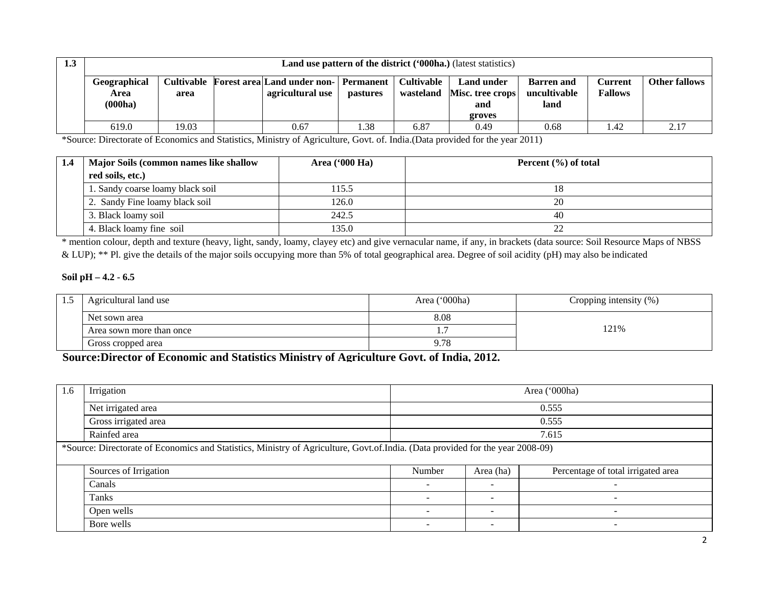| 1.3 | Land use pattern of the district ('000ha.) (latest statistics) | | | | | | | | | |
|---|---|---|---|---|---|---|---|---|---|---|
| | **Geographical Area (000ha)** | **Cultivable area** | **Forest area** | **Land under non-agricultural use** | **Permanent pastures** | **Cultivable wasteland** | **Land under Misc. tree crops and groves** | **Barren and uncultivable land** | **Current Fallows** | **Other fallows** |
| | 619.0 | 19.03 | | 0.67 | 1.38 | 6.87 | 0.49 | 0.68 | 1.42 | 2.17 |

*Source: Directorate of Economics and Statistics, Ministry of Agriculture, Govt. of. India.(Data provided for the year 2011)

| 1.4 | **Major Soils (common names like shallow red soils, etc.)** | **Area ('000 Ha)** | **Percent (%) of total** |
|---|---|---|---|
| | 1. Sandy coarse loamy black soil | 115.5 | 18 |
| | 2. Sandy Fine loamy black soil | 126.0 | 20 |
| | 3. Black loamy soil | 242.5 | 40 |
| | 4. Black loamy fine soil | 135.0 | 22 |

* mention colour, depth and texture (heavy, light, sandy, loamy, clayey etc) and give vernacular name, if any, in brackets (data source: Soil Resource Maps of NBSS & LUP); ** Pl. give the details of the major soils occupying more than 5% of total geographical area. Degree of soil acidity (pH) may also be indicated

**Soil pH – 4.2 - 6.5**

| 1.5 | Agricultural land use | Area ('000ha) | Cropping intensity (%) |
|---|---|---|---|
| | Net sown area | 8.08 | 121% |
| | Area sown more than once | 1.7 | |
| | Gross cropped area | 9.78 | |

**Source:Director of Economic and Statistics Ministry of Agriculture Govt. of India, 2012.**

| 1.6 | Irrigation | Area ('000ha) | | |
|---|---|---|---|---|
| | Net irrigated area | 0.555 | | |
| | Gross irrigated area | 0.555 | | |
| | Rainfed area | 7.615 | | |
| *Source: Directorate of Economics and Statistics, Ministry of Agriculture, Govt.of.India. (Data provided for the year 2008-09) | | | | |
| | Sources of Irrigation | Number | Area (ha) | Percentage of total irrigated area |
| | Canals | - | - | - |
| | Tanks | - | - | - |
| | Open wells | - | - | - |
| | Bore wells | - | - | - |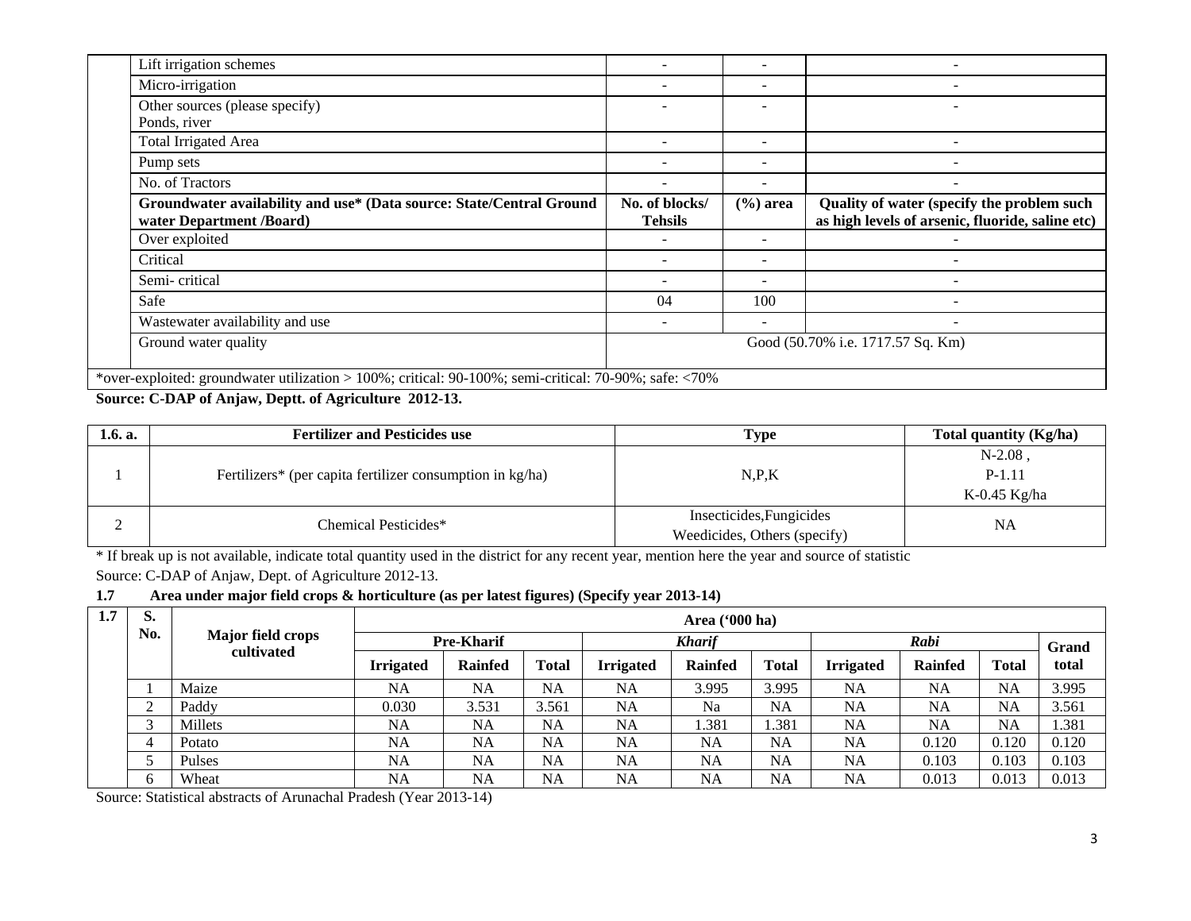| | | | |
|---|---|---|---|
| Lift irrigation schemes | - | - | - |
| Micro-irrigation | - | - | - |
| Other sources (please specify) Ponds, river | - | - | - |
| Total Irrigated Area | - | - | - |
| Pump sets | - | - | - |
| No. of Tractors | - | - | - |
| **Groundwater availability and use* (Data source: State/Central Ground water Department /Board)** | **No. of blocks/ Tehsils** | **(%) area** | **Quality of water (specify the problem such as high levels of arsenic, fluoride, saline etc)** |
| Over exploited | - | - | - |
| Critical | - | - | - |
| Semi- critical | - | - | - |
| Safe | 04 | 100 | - |
| Wastewater availability and use | - | - | - |
| Ground water quality | Good (50.70% i.e. 1717.57 Sq. Km) | | |

*over-exploited: groundwater utilization > 100%; critical: 90-100%; semi-critical: 70-90%; safe: <70%

**Source: C-DAP of Anjaw, Deptt. of Agriculture 2012-13.**

| 1.6. a. | Fertilizer and Pesticides use | Type | Total quantity (Kg/ha) |
|---|---|---|---|
| 1 | Fertilizers* (per capita fertilizer consumption in kg/ha) | N,P,K | N-2.08 , P-1.11 K-0.45 Kg/ha |
| 2 | Chemical Pesticides* | Insecticides,Fungicides Weedicides, Others (specify) | NA |

* If break up is not available, indicate total quantity used in the district for any recent year, mention here the year and source of statistic

Source: C-DAP of Anjaw, Dept. of Agriculture 2012-13.

**1.7 Area under major field crops & horticulture (as per latest figures) (Specify year 2013-14)**

| 1.7 | S. No. | Major field crops cultivated | Area ('000 ha) | | | | | | | | | |
|---|---|---|---|---|---|---|---|---|---|---|---|---|
| | | | Pre-Kharif | | | *Kharif* | | | *Rabi* | | | Grand total |
| | | | Irrigated | Rainfed | Total | Irrigated | Rainfed | Total | Irrigated | Rainfed | Total | |
| | 1 | Maize | NA | NA | NA | NA | 3.995 | 3.995 | NA | NA | NA | 3.995 |
| | 2 | Paddy | 0.030 | 3.531 | 3.561 | NA | Na | NA | NA | NA | NA | 3.561 |
| | 3 | Millets | NA | NA | NA | NA | 1.381 | 1.381 | NA | NA | NA | 1.381 |
| | 4 | Potato | NA | NA | NA | NA | NA | NA | NA | 0.120 | 0.120 | 0.120 |
| | 5 | Pulses | NA | NA | NA | NA | NA | NA | NA | 0.103 | 0.103 | 0.103 |
| | 6 | Wheat | NA | NA | NA | NA | NA | NA | NA | 0.013 | 0.013 | 0.013 |

Source: Statistical abstracts of Arunachal Pradesh (Year 2013-14)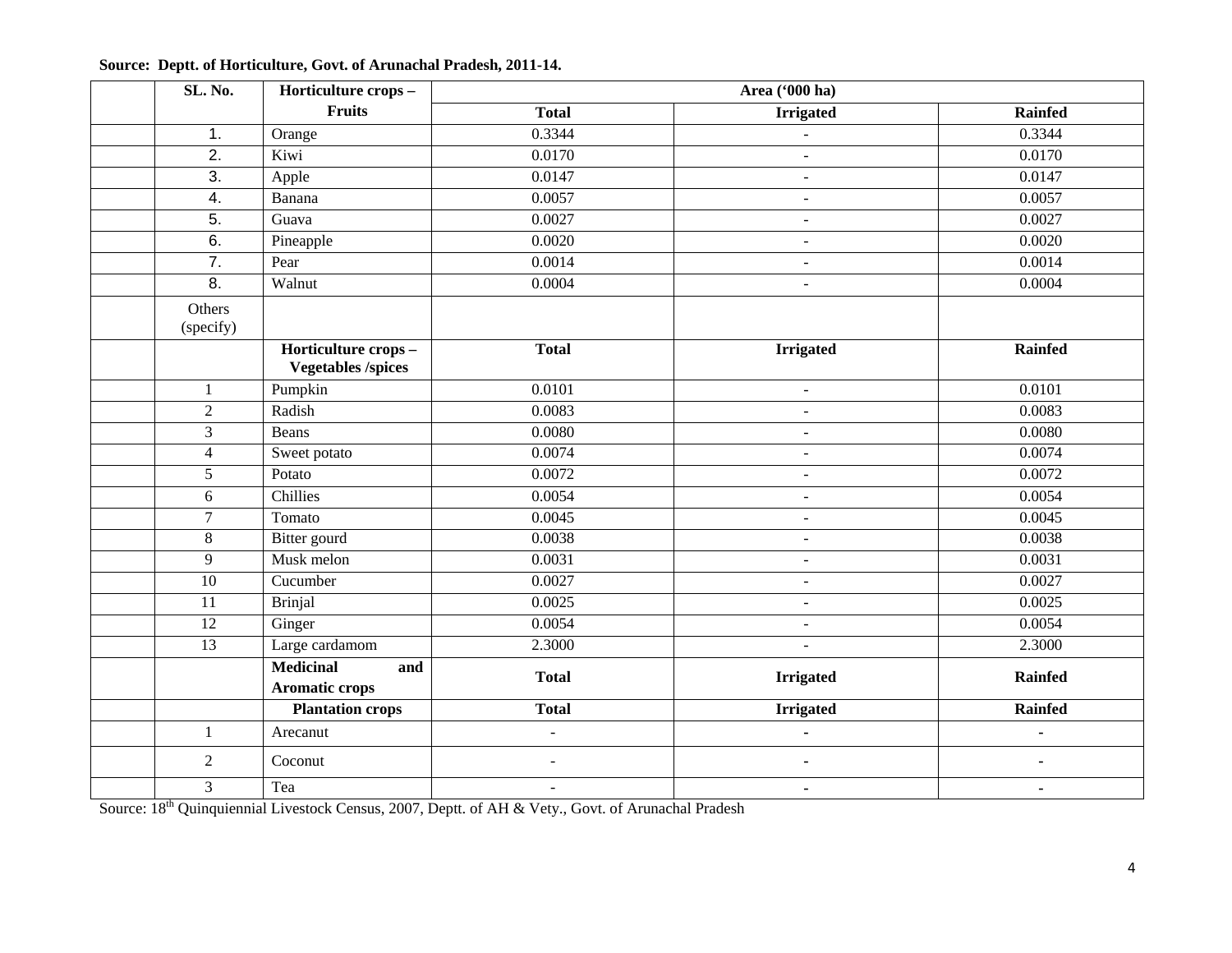**Source: Deptt. of Horticulture, Govt. of Arunachal Pradesh, 2011-14.**

| | SL. No. | Horticulture crops – Fruits | Area ('000 ha) | | |
|---|---|---|---|---|---|
| | | | **Total** | **Irrigated** | **Rainfed** |
| | 1. | Orange | 0.3344 | - | 0.3344 |
| | 2. | Kiwi | 0.0170 | - | 0.0170 |
| | 3. | Apple | 0.0147 | - | 0.0147 |
| | 4. | Banana | 0.0057 | - | 0.0057 |
| | 5. | Guava | 0.0027 | - | 0.0027 |
| | 6. | Pineapple | 0.0020 | - | 0.0020 |
| | 7. | Pear | 0.0014 | - | 0.0014 |
| | 8. | Walnut | 0.0004 | - | 0.0004 |
| | Others (specify) | | | | |
| | | **Horticulture crops – Vegetables /spices** | **Total** | **Irrigated** | **Rainfed** |
| | 1 | Pumpkin | 0.0101 | - | 0.0101 |
| | 2 | Radish | 0.0083 | - | 0.0083 |
| | 3 | Beans | 0.0080 | - | 0.0080 |
| | 4 | Sweet potato | 0.0074 | - | 0.0074 |
| | 5 | Potato | 0.0072 | - | 0.0072 |
| | 6 | Chillies | 0.0054 | - | 0.0054 |
| | 7 | Tomato | 0.0045 | - | 0.0045 |
| | 8 | Bitter gourd | 0.0038 | - | 0.0038 |
| | 9 | Musk melon | 0.0031 | - | 0.0031 |
| | 10 | Cucumber | 0.0027 | - | 0.0027 |
| | 11 | Brinjal | 0.0025 | - | 0.0025 |
| | 12 | Ginger | 0.0054 | - | 0.0054 |
| | 13 | Large cardamom | 2.3000 | - | 2.3000 |
| | | **Medicinal and Aromatic crops** | **Total** | **Irrigated** | **Rainfed** |
| | | **Plantation crops** | **Total** | **Irrigated** | **Rainfed** |
| | 1 | Arecanut | - | - | - |
| | 2 | Coconut | - | - | - |
| | 3 | Tea | - | - | - |

Source: 18th Quinquiennial Livestock Census, 2007, Deptt. of AH & Vety., Govt. of Arunachal Pradesh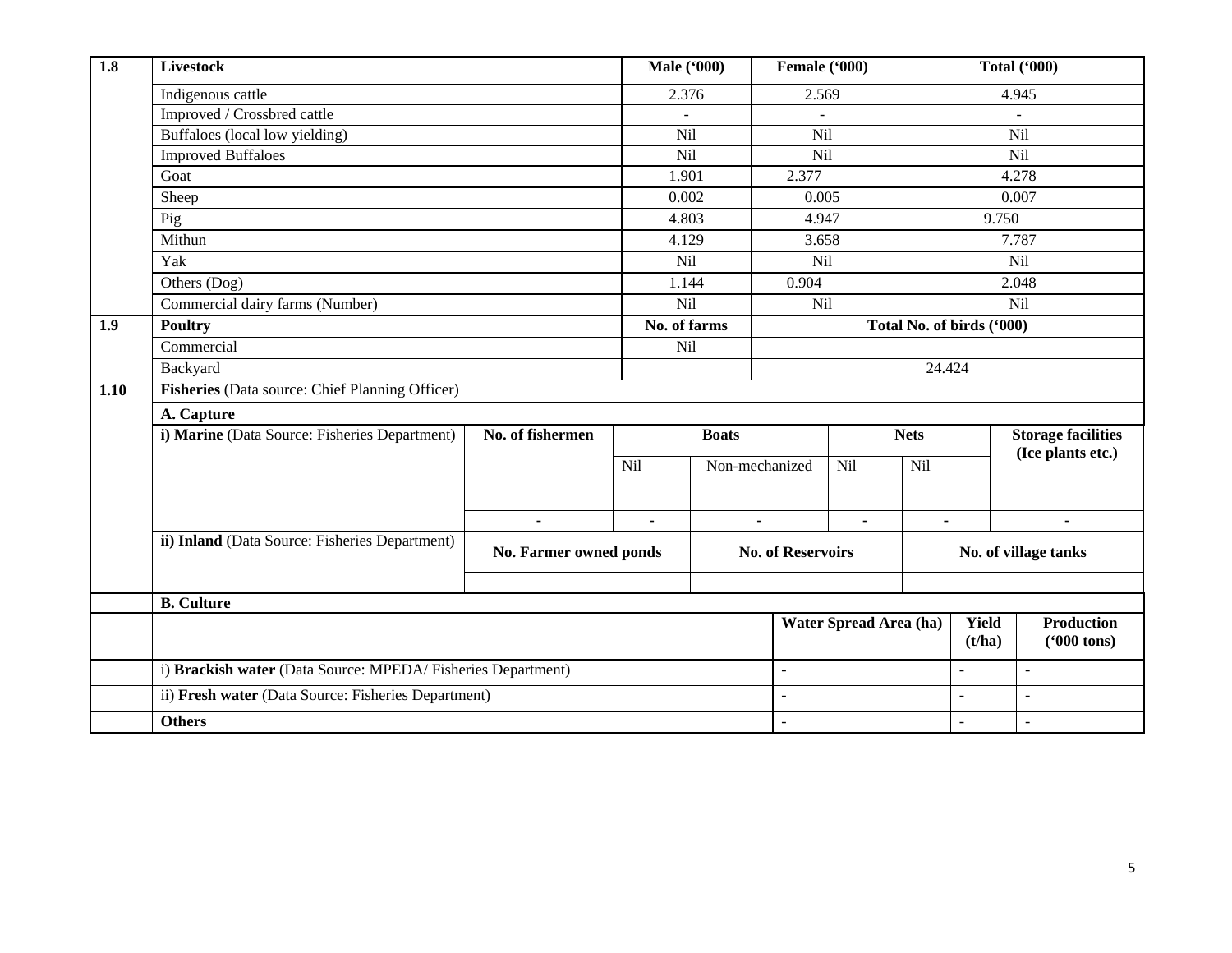| 1.8 | Livestock | Male ('000) | Female ('000) | Total ('000) |
|---|---|---|---|---|
| | Indigenous cattle | 2.376 | 2.569 | 4.945 |
| | Improved / Crossbred cattle | - | - | - |
| | Buffaloes (local low yielding) | Nil | Nil | Nil |
| | Improved Buffaloes | Nil | Nil | Nil |
| | Goat | 1.901 | 2.377 | 4.278 |
| | Sheep | 0.002 | 0.005 | 0.007 |
| | Pig | 4.803 | 4.947 | 9.750 |
| | Mithun | 4.129 | 3.658 | 7.787 |
| | Yak | Nil | Nil | Nil |
| | Others (Dog) | 1.144 | 0.904 | 2.048 |
| | Commercial dairy farms (Number) | Nil | Nil | Nil |
| **1.9** | **Poultry** | **No. of farms** | **Total No. of birds ('000)** | |
| | Commercial | Nil | | |
| | Backyard | | 24.424 | |

| 1.10 | Fisheries (Data source: Chief Planning Officer) | | | | | | |
|---|---|---|---|---|---|---|---|
| | **A. Capture** | | | | | | |
| | **i) Marine** (Data Source: Fisheries Department) | **No. of fishermen** | **Boats** | | **Nets** | | **Storage facilities (Ice plants etc.)** |
| | | | Nil | Non-mechanized | Nil | Nil | |
| | | - | - | - | - | - | - |
| | **ii) Inland** (Data Source: Fisheries Department) | **No. Farmer owned ponds** | | **No. of Reservoirs** | | **No. of village tanks** | |
| | | | | | | | |

| | B. Culture | | | |
|---|---|---|---|---|
| | | **Water Spread Area (ha)** | **Yield (t/ha)** | **Production ('000 tons)** |
| | i) **Brackish water** (Data Source: MPEDA/ Fisheries Department) | - | - | - |
| | ii) **Fresh water** (Data Source: Fisheries Department) | - | - | - |
| | **Others** | - | - | - |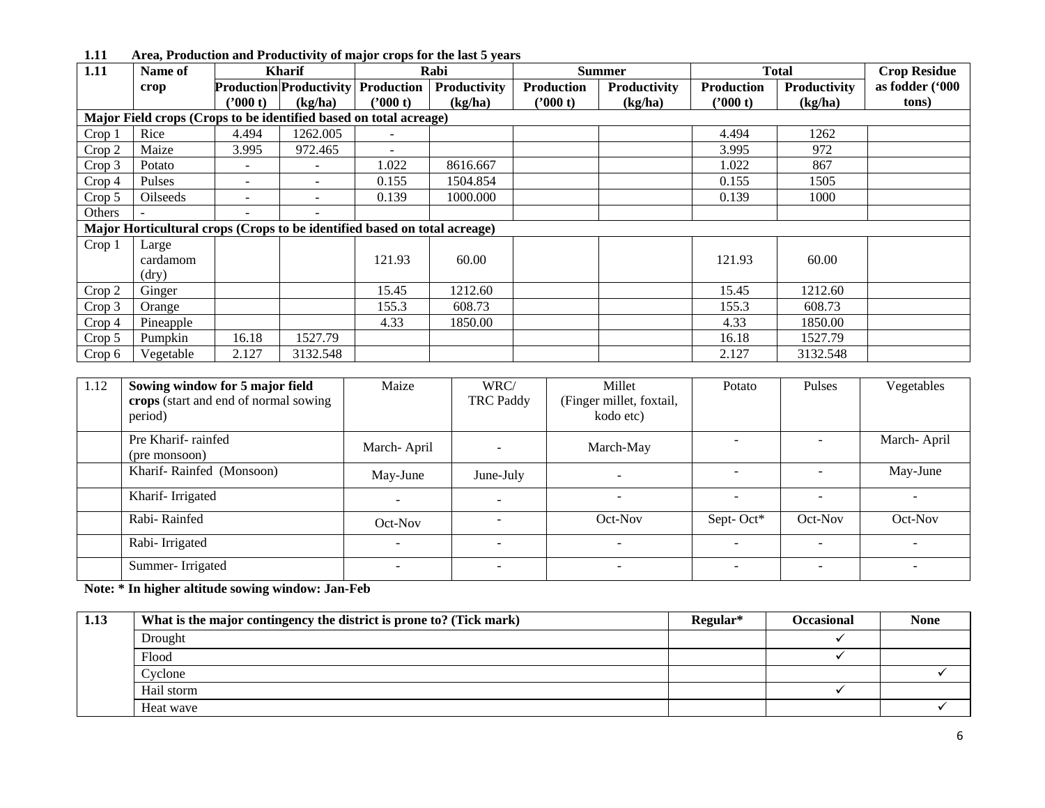**1.11 Area, Production and Productivity of major crops for the last 5 years**

| 1.11 | Name of crop | Kharif | | Rabi | | Summer | | Total | | Crop Residue as fodder ('000 tons) |
|---|---|---|---|---|---|---|---|---|---|---|
| | | Production ('000 t) | Productivity (kg/ha) | Production ('000 t) | Productivity (kg/ha) | Production ('000 t) | Productivity (kg/ha) | Production ('000 t) | Productivity (kg/ha) | |
| **Major Field crops (Crops to be identified based on total acreage)** | | | | | | | | | | |
| Crop 1 | Rice | 4.494 | 1262.005 | - | | | | 4.494 | 1262 | |
| Crop 2 | Maize | 3.995 | 972.465 | - | | | | 3.995 | 972 | |
| Crop 3 | Potato | - | - | 1.022 | 8616.667 | | | 1.022 | 867 | |
| Crop 4 | Pulses | - | - | 0.155 | 1504.854 | | | 0.155 | 1505 | |
| Crop 5 | Oilseeds | - | - | 0.139 | 1000.000 | | | 0.139 | 1000 | |
| Others | - | - | - | | | | | | | |
| **Major Horticultural crops (Crops to be identified based on total acreage)** | | | | | | | | | | |
| Crop 1 | Large cardamom (dry) | | | 121.93 | 60.00 | | | 121.93 | 60.00 | |
| Crop 2 | Ginger | | | 15.45 | 1212.60 | | | 15.45 | 1212.60 | |
| Crop 3 | Orange | | | 155.3 | 608.73 | | | 155.3 | 608.73 | |
| Crop 4 | Pineapple | | | 4.33 | 1850.00 | | | 4.33 | 1850.00 | |
| Crop 5 | Pumpkin | 16.18 | 1527.79 | | | | | 16.18 | 1527.79 | |
| Crop 6 | Vegetable | 2.127 | 3132.548 | | | | | 2.127 | 3132.548 | |

| 1.12 | **Sowing window for 5 major field crops** (start and end of normal sowing period) | Maize | WRC/ TRC Paddy | Millet (Finger millet, foxtail, kodo etc) | Potato | Pulses | Vegetables |
|---|---|---|---|---|---|---|---|
| | Pre Kharif- rainfed (pre monsoon) | March- April | - | March-May | - | - | March- April |
| | Kharif- Rainfed (Monsoon) | May-June | June-July | - | - | - | May-June |
| | Kharif- Irrigated | - | - | - | - | - | - |
| | Rabi- Rainfed | Oct-Nov | - | Oct-Nov | Sept- Oct* | Oct-Nov | Oct-Nov |
| | Rabi- Irrigated | - | - | - | - | - | - |
| | Summer- Irrigated | - | - | - | - | - | - |

**Note: * In higher altitude sowing window: Jan-Feb**

| 1.13 | What is the major contingency the district is prone to? (Tick mark) | Regular* | Occasional | None |
|---|---|---|---|---|
| | Drought | | ✓ | |
| | Flood | | ✓ | |
| | Cyclone | | | ✓ |
| | Hail storm | | ✓ | |
| | Heat wave | | | ✓ |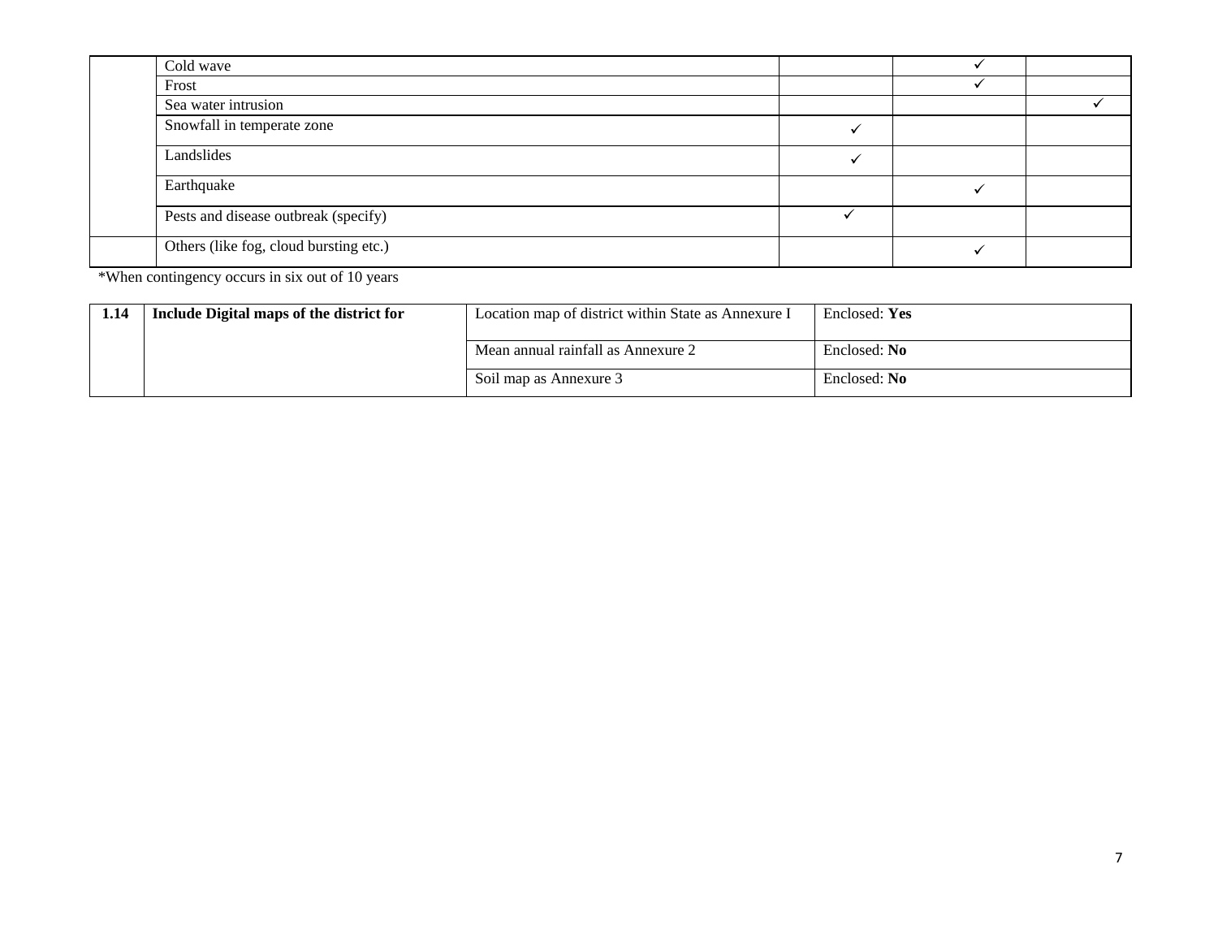| | | | | |
|---|---|---|---|---|
| | Cold wave | | ✓ | |
| | Frost | | ✓ | |
| | Sea water intrusion | | | ✓ |
| | Snowfall in temperate zone | ✓ | | |
| | Landslides | ✓ | | |
| | Earthquake | | ✓ | |
| | Pests and disease outbreak (specify) | ✓ | | |
| | Others (like fog, cloud bursting etc.) | | ✓ | |

*When contingency occurs in six out of 10 years

| | | | |
|---|---|---|---|
| **1.14** | **Include Digital maps of the district for** | Location map of district within State as Annexure I | Enclosed: **Yes** |
| | | Mean annual rainfall as Annexure 2 | Enclosed: **No** |
| | | Soil map as Annexure 3 | Enclosed: **No** |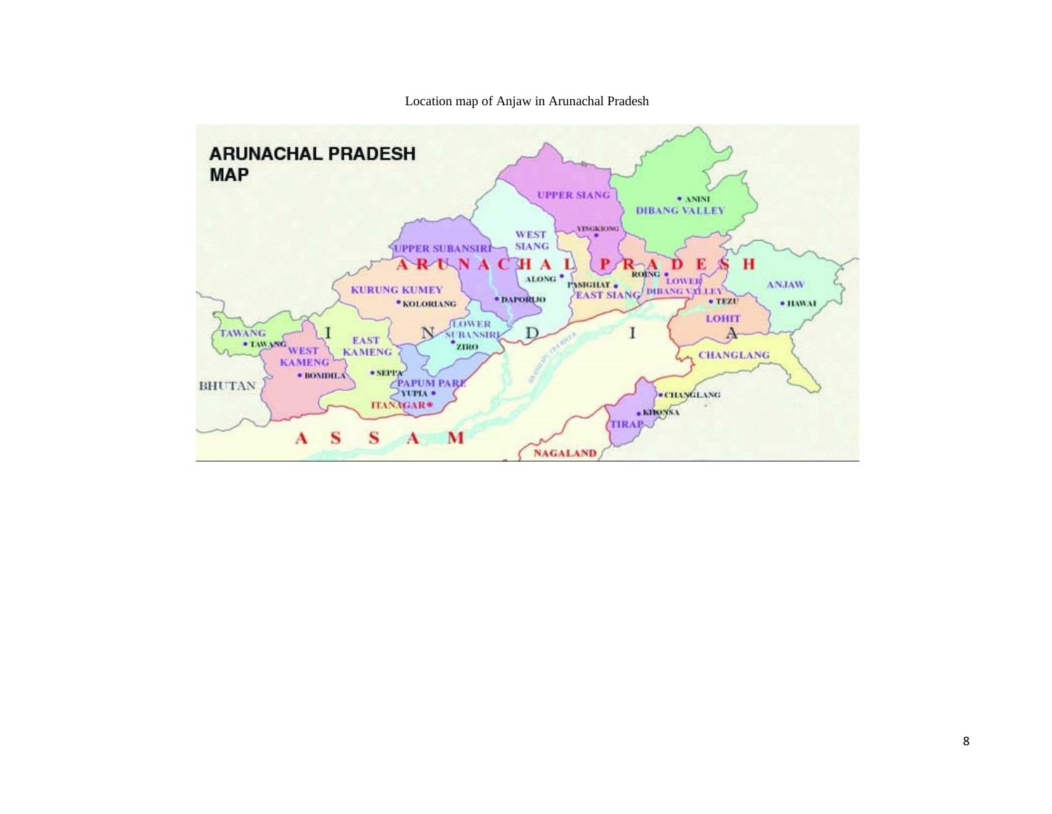Location map of Anjaw in Arunachal Pradesh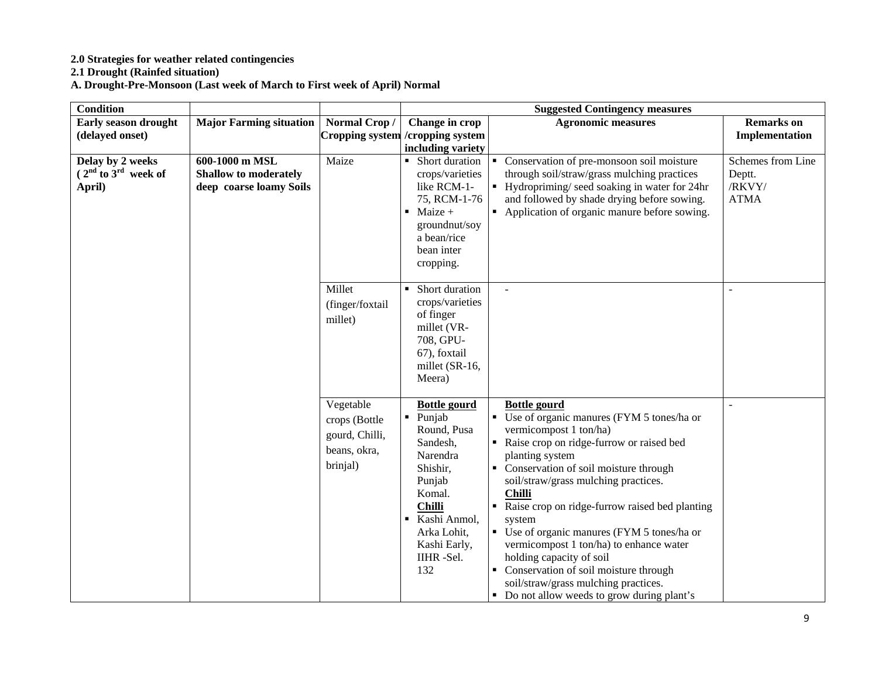**2.0 Strategies for weather related contingencies**

**2.1 Drought (Rainfed situation)**

**A. Drought-Pre-Monsoon (Last week of March to First week of April) Normal**

| **Condition** | | | **Suggested Contingency measures** | | |
|---|---|---|---|---|---|
| **Early season drought (delayed onset)** | **Major Farming situation** | **Normal Crop / Cropping system** | **Change in crop /cropping system including variety** | **Agronomic measures** | **Remarks on Implementation** |
| **Delay by 2 weeks (2nd to 3rd week of April)** | **600-1000 m MSL Shallow to moderately deep coarse loamy Soils** | Maize | ▪ Short duration crops/varieties like RCM-1-75, RCM-1-76<br>▪ Maize + groundnut/soya bean/rice bean inter cropping. | ▪ Conservation of pre-monsoon soil moisture through soil/straw/grass mulching practices<br>▪ Hydropriming/ seed soaking in water for 24hr and followed by shade drying before sowing.<br>▪ Application of organic manure before sowing. | Schemes from Line Deptt. /RKVY/ ATMA |
| | | Millet (finger/foxtail millet) | ▪ Short duration crops/varieties of finger millet (VR-708, GPU-67), foxtail millet (SR-16, Meera) | - | - |
| | | Vegetable crops (Bottle gourd, Chilli, beans, okra, brinjal) | **Bottle gourd**<br>▪ Punjab Round, Pusa Sandesh, Narendra Shishir, Punjab Komal.<br>**Chilli**<br>▪ Kashi Anmol, Arka Lohit, Kashi Early, IIHR -Sel. 132 | **Bottle gourd**<br>▪ Use of organic manures (FYM 5 tones/ha or vermicompost 1 ton/ha)<br>▪ Raise crop on ridge-furrow or raised bed planting system<br>▪ Conservation of soil moisture through soil/straw/grass mulching practices.<br>**Chilli**<br>▪ Raise crop on ridge-furrow raised bed planting system<br>▪ Use of organic manures (FYM 5 tones/ha or vermicompost 1 ton/ha) to enhance water holding capacity of soil<br>▪ Conservation of soil moisture through soil/straw/grass mulching practices.<br>▪ Do not allow weeds to grow during plant's | - |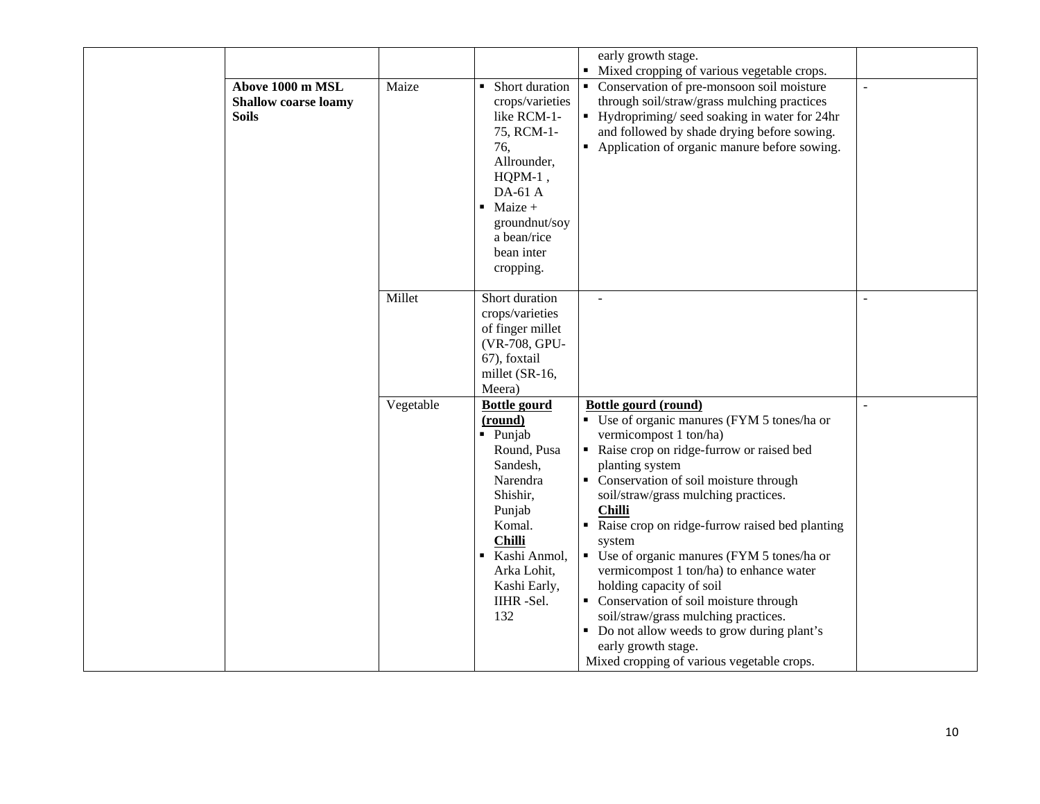| | | | | | |
|---|---|---|---|---|---|
| | | | | early growth stage.<br>▪ Mixed cropping of various vegetable crops. | |
| | **Above 1000 m MSL Shallow coarse loamy Soils** | Maize | ▪ Short duration crops/varieties like RCM-1-75, RCM-1-76, Allrounder, HQPM-1 , DA-61 A<br>▪ Maize + groundnut/soy a bean/rice bean inter cropping. | ▪ Conservation of pre-monsoon soil moisture through soil/straw/grass mulching practices<br>▪ Hydropriming/ seed soaking in water for 24hr and followed by shade drying before sowing.<br>▪ Application of organic manure before sowing. | - |
| | | Millet | Short duration crops/varieties of finger millet (VR-708, GPU-67), foxtail millet (SR-16, Meera) | - | - |
| | | Vegetable | **Bottle gourd (round)**<br>▪ Punjab Round, Pusa Sandesh, Narendra Shishir, Punjab Komal.<br>**Chilli**<br>▪ Kashi Anmol, Arka Lohit, Kashi Early, IIHR -Sel. 132 | **Bottle gourd (round)**<br>▪ Use of organic manures (FYM 5 tones/ha or vermicompost 1 ton/ha)<br>▪ Raise crop on ridge-furrow or raised bed planting system<br>▪ Conservation of soil moisture through soil/straw/grass mulching practices.<br>**Chilli**<br>▪ Raise crop on ridge-furrow raised bed planting system<br>▪ Use of organic manures (FYM 5 tones/ha or vermicompost 1 ton/ha) to enhance water holding capacity of soil<br>▪ Conservation of soil moisture through soil/straw/grass mulching practices.<br>▪ Do not allow weeds to grow during plant's early growth stage.<br>Mixed cropping of various vegetable crops. | - |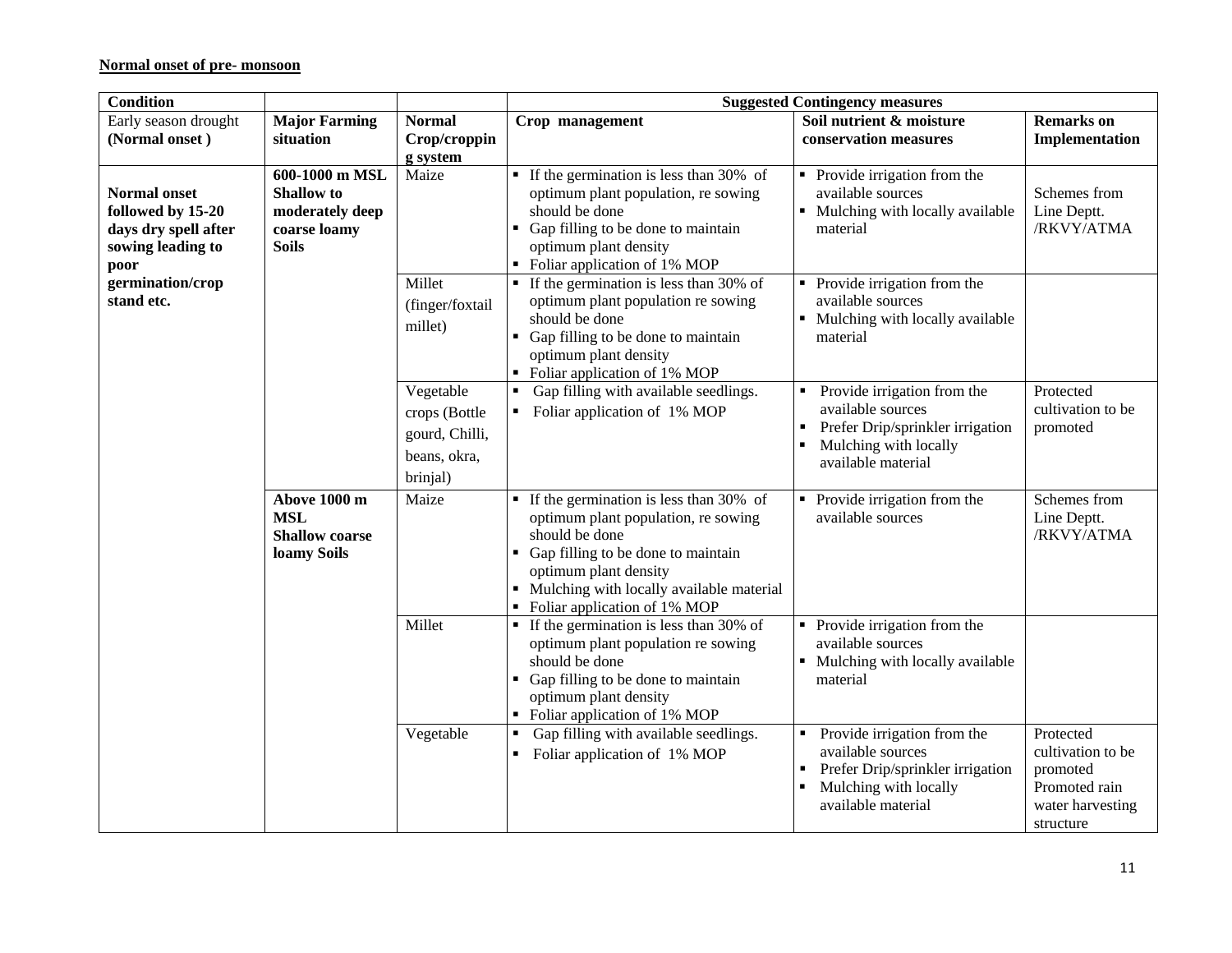**Normal onset of pre- monsoon**

| Condition | | | Suggested Contingency measures | | |
|---|---|---|---|---|---|
| Early season drought **(Normal onset )** | **Major Farming situation** | **Normal Crop/cropping system** | **Crop management** | **Soil nutrient & moisture conservation measures** | **Remarks on Implementation** |
| **Normal onset followed by 15-20 days dry spell after sowing leading to poor germination/crop stand etc.** | **600-1000 m MSL Shallow to moderately deep coarse loamy Soils** | Maize | ▪ If the germination is less than 30% of optimum plant population, re sowing should be done<br>▪ Gap filling to be done to maintain optimum plant density<br>▪ Foliar application of 1% MOP | ▪ Provide irrigation from the available sources<br>▪ Mulching with locally available material | Schemes from Line Deptt. /RKVY/ATMA |
| | | Millet (finger/foxtail millet) | ▪ If the germination is less than 30% of optimum plant population re sowing should be done<br>▪ Gap filling to be done to maintain optimum plant density<br>▪ Foliar application of 1% MOP | ▪ Provide irrigation from the available sources<br>▪ Mulching with locally available material | |
| | | Vegetable crops (Bottle gourd, Chilli, beans, okra, brinjal) | ▪ Gap filling with available seedlings.<br>▪ Foliar application of 1% MOP | ▪ Provide irrigation from the available sources<br>▪ Prefer Drip/sprinkler irrigation<br>▪ Mulching with locally available material | Protected cultivation to be promoted |
| | **Above 1000 m MSL Shallow coarse loamy Soils** | Maize | ▪ If the germination is less than 30% of optimum plant population, re sowing should be done<br>▪ Gap filling to be done to maintain optimum plant density<br>▪ Mulching with locally available material<br>▪ Foliar application of 1% MOP | ▪ Provide irrigation from the available sources | Schemes from Line Deptt. /RKVY/ATMA |
| | | Millet | ▪ If the germination is less than 30% of optimum plant population re sowing should be done<br>▪ Gap filling to be done to maintain optimum plant density<br>▪ Foliar application of 1% MOP | ▪ Provide irrigation from the available sources<br>▪ Mulching with locally available material | |
| | | Vegetable | ▪ Gap filling with available seedlings.<br>▪ Foliar application of 1% MOP | ▪ Provide irrigation from the available sources<br>▪ Prefer Drip/sprinkler irrigation<br>▪ Mulching with locally available material | Protected cultivation to be promoted Promoted rain water harvesting structure |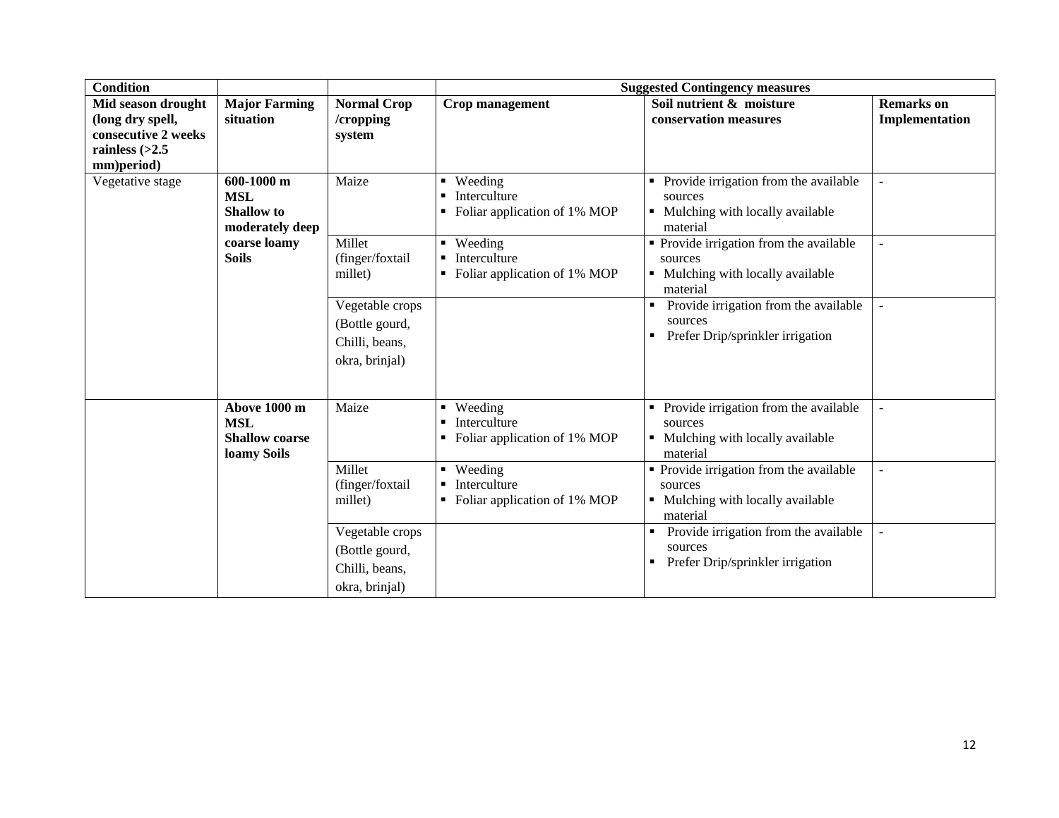| **Condition** | | | **Suggested Contingency measures** | | |
|---|---|---|---|---|---|
| **Mid season drought (long dry spell, consecutive 2 weeks rainless (>2.5 mm)period)** | **Major Farming situation** | **Normal Crop /cropping system** | **Crop management** | **Soil nutrient & moisture conservation measures** | **Remarks on Implementation** |
| Vegetative stage | **600-1000 m MSL Shallow to moderately deep coarse loamy Soils** | Maize | ▪ Weeding<br>▪ Interculture<br>▪ Foliar application of 1% MOP | ▪ Provide irrigation from the available sources<br>▪ Mulching with locally available material | - |
| | | Millet (finger/foxtail millet) | ▪ Weeding<br>▪ Interculture<br>▪ Foliar application of 1% MOP | ▪ Provide irrigation from the available sources<br>▪ Mulching with locally available material | - |
| | | Vegetable crops (Bottle gourd, Chilli, beans, okra, brinjal) | | ▪ Provide irrigation from the available sources<br>▪ Prefer Drip/sprinkler irrigation | - |
| | **Above 1000 m MSL Shallow coarse loamy Soils** | Maize | ▪ Weeding<br>▪ Interculture<br>▪ Foliar application of 1% MOP | ▪ Provide irrigation from the available sources<br>▪ Mulching with locally available material | - |
| | | Millet (finger/foxtail millet) | ▪ Weeding<br>▪ Interculture<br>▪ Foliar application of 1% MOP | ▪ Provide irrigation from the available sources<br>▪ Mulching with locally available material | - |
| | | Vegetable crops (Bottle gourd, Chilli, beans, okra, brinjal) | | ▪ Provide irrigation from the available sources<br>▪ Prefer Drip/sprinkler irrigation | - |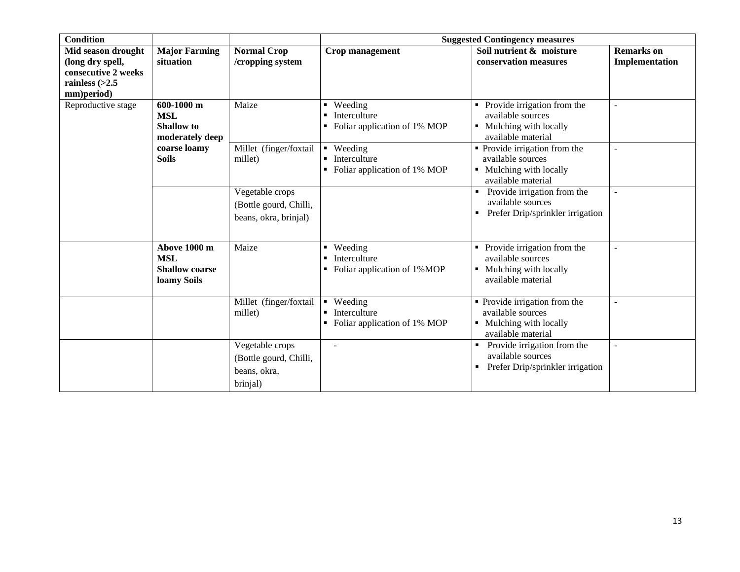| Condition | | | Suggested Contingency measures | | |
|---|---|---|---|---|---|
| **Mid season drought (long dry spell, consecutive 2 weeks rainless (>2.5 mm)period)** | **Major Farming situation** | **Normal Crop /cropping system** | **Crop management** | **Soil nutrient & moisture conservation measures** | **Remarks on Implementation** |
| Reproductive stage | **600-1000 m MSL Shallow to moderately deep coarse loamy Soils** | Maize | ▪ Weeding<br>▪ Interculture<br>▪ Foliar application of 1% MOP | ▪ Provide irrigation from the available sources<br>▪ Mulching with locally available material | - |
| | | Millet (finger/foxtail millet) | ▪ Weeding<br>▪ Interculture<br>▪ Foliar application of 1% MOP | ▪ Provide irrigation from the available sources<br>▪ Mulching with locally available material | - |
| | | Vegetable crops (Bottle gourd, Chilli, beans, okra, brinjal) | | ▪ Provide irrigation from the available sources<br>▪ Prefer Drip/sprinkler irrigation | - |
| | **Above 1000 m MSL Shallow coarse loamy Soils** | Maize | ▪ Weeding<br>▪ Interculture<br>▪ Foliar application of 1%MOP | ▪ Provide irrigation from the available sources<br>▪ Mulching with locally available material | - |
| | | Millet (finger/foxtail millet) | ▪ Weeding<br>▪ Interculture<br>▪ Foliar application of 1% MOP | ▪ Provide irrigation from the available sources<br>▪ Mulching with locally available material | - |
| | | Vegetable crops (Bottle gourd, Chilli, beans, okra, brinjal) | - | ▪ Provide irrigation from the available sources<br>▪ Prefer Drip/sprinkler irrigation | - |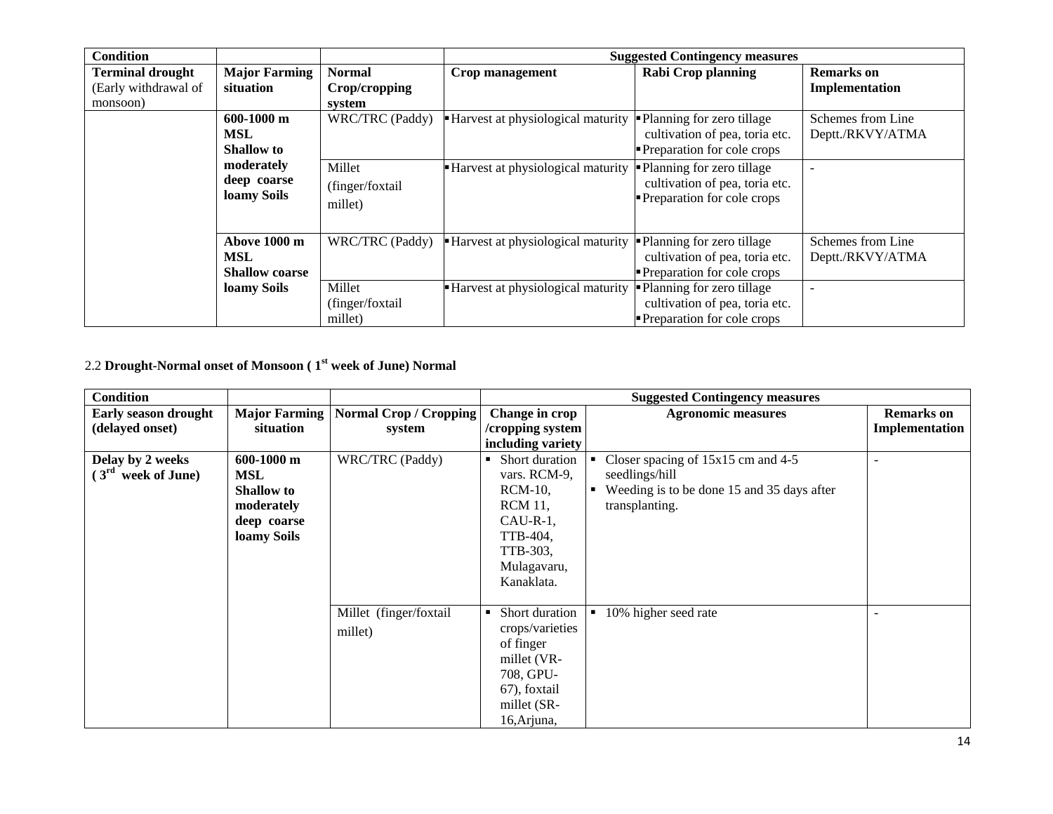| Condition | | | Suggested Contingency measures | | |
|---|---|---|---|---|---|
| **Terminal drought** (Early withdrawal of monsoon) | **Major Farming situation** | **Normal Crop/cropping system** | **Crop management** | **Rabi Crop planning** | **Remarks on Implementation** |
| | **600-1000 m MSL Shallow to moderately deep coarse loamy Soils** | WRC/TRC (Paddy) | ▪ Harvest at physiological maturity | ▪ Planning for zero tillage cultivation of pea, toria etc. ▪ Preparation for cole crops | Schemes from Line Deptt./RKVY/ATMA |
| | | Millet (finger/foxtail millet) | ▪ Harvest at physiological maturity | ▪ Planning for zero tillage cultivation of pea, toria etc. ▪ Preparation for cole crops | - |
| | **Above 1000 m MSL Shallow coarse loamy Soils** | WRC/TRC (Paddy) | ▪ Harvest at physiological maturity | ▪ Planning for zero tillage cultivation of pea, toria etc. ▪ Preparation for cole crops | Schemes from Line Deptt./RKVY/ATMA |
| | | Millet (finger/foxtail millet) | ▪ Harvest at physiological maturity | ▪ Planning for zero tillage cultivation of pea, toria etc. ▪ Preparation for cole crops | - |

2.2 **Drought-Normal onset of Monsoon ( 1st week of June) Normal**

| Condition | | | Suggested Contingency measures | | |
|---|---|---|---|---|---|
| **Early season drought (delayed onset)** | **Major Farming situation** | **Normal Crop / Cropping system** | **Change in crop /cropping system including variety** | **Agronomic measures** | **Remarks on Implementation** |
| **Delay by 2 weeks (3rd week of June)** | **600-1000 m MSL Shallow to moderately deep coarse loamy Soils** | WRC/TRC (Paddy) | ▪ Short duration vars. RCM-9, RCM-10, RCM 11, CAU-R-1, TTB-404, TTB-303, Mulagavaru, Kanaklata. | ▪ Closer spacing of 15x15 cm and 4-5 seedlings/hill ▪ Weeding is to be done 15 and 35 days after transplanting. | - |
| | | Millet (finger/foxtail millet) | ▪ Short duration crops/varieties of finger millet (VR-708, GPU-67), foxtail millet (SR-16,Arjuna, | ▪ 10% higher seed rate | - |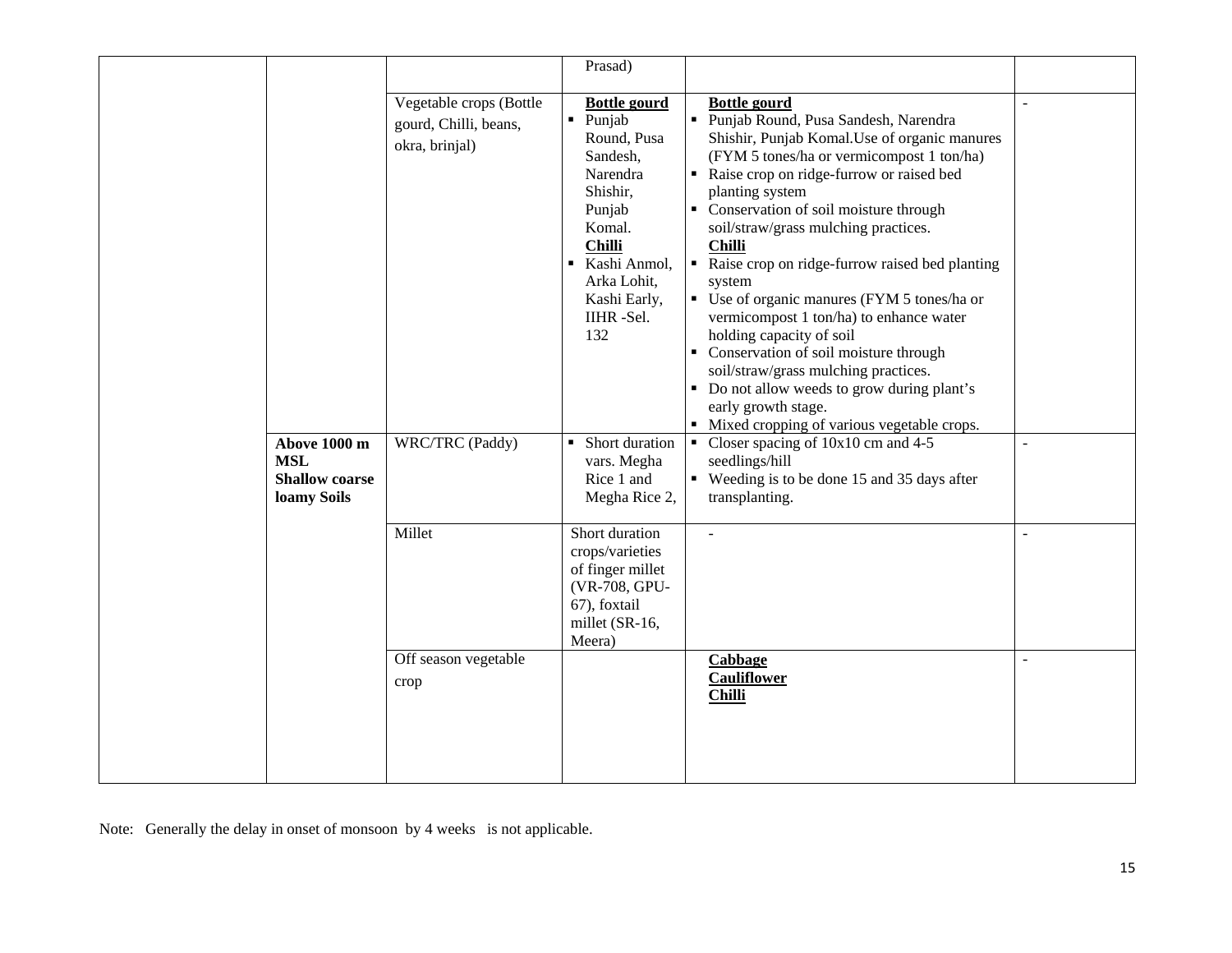| | | | | | |
|---|---|---|---|---|---|
| | | | Prasad) | | |
| | | Vegetable crops (Bottle gourd, Chilli, beans, okra, brinjal) | **Bottle gourd**<br>▪ Punjab Round, Pusa Sandesh, Narendra Shishir, Punjab Komal.<br>**Chilli**<br>▪ Kashi Anmol, Arka Lohit, Kashi Early, IIHR -Sel. 132 | **Bottle gourd**<br>▪ Punjab Round, Pusa Sandesh, Narendra Shishir, Punjab Komal.Use of organic manures (FYM 5 tones/ha or vermicompost 1 ton/ha)<br>▪ Raise crop on ridge-furrow or raised bed planting system<br>▪ Conservation of soil moisture through soil/straw/grass mulching practices.<br>**Chilli**<br>▪ Raise crop on ridge-furrow raised bed planting system<br>▪ Use of organic manures (FYM 5 tones/ha or vermicompost 1 ton/ha) to enhance water holding capacity of soil<br>▪ Conservation of soil moisture through soil/straw/grass mulching practices.<br>▪ Do not allow weeds to grow during plant's early growth stage.<br>▪ Mixed cropping of various vegetable crops. | - |
| | **Above 1000 m MSL Shallow coarse loamy Soils** | WRC/TRC (Paddy) | ▪ Short duration vars. Megha Rice 1 and Megha Rice 2, | ▪ Closer spacing of 10x10 cm and 4-5 seedlings/hill<br>▪ Weeding is to be done 15 and 35 days after transplanting. | - |
| | | Millet | Short duration crops/varieties of finger millet (VR-708, GPU-67), foxtail millet (SR-16, Meera) | - | - |
| | | Off season vegetable crop | | **Cabbage**<br>**Cauliflower**<br>**Chilli** | - |

Note: Generally the delay in onset of monsoon by 4 weeks is not applicable.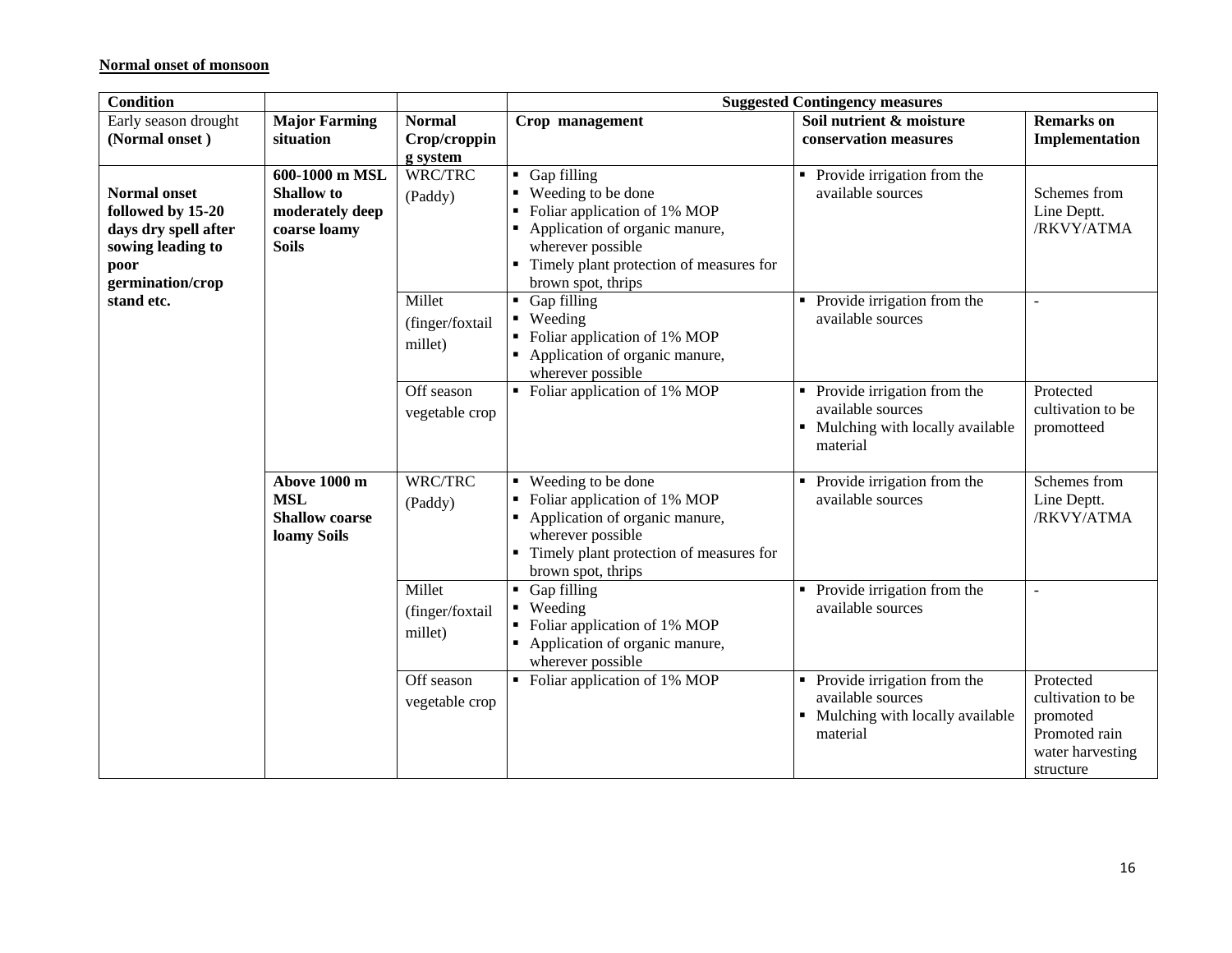**Normal onset of monsoon**

| Condition | | | Suggested Contingency measures | | |
|---|---|---|---|---|---|
| Early season drought **(Normal onset )** | **Major Farming situation** | **Normal Crop/cropping system** | **Crop management** | **Soil nutrient & moisture conservation measures** | **Remarks on Implementation** |
| **Normal onset followed by 15-20 days dry spell after sowing leading to poor germination/crop stand etc.** | **600-1000 m MSL Shallow to moderately deep coarse loamy Soils** | WRC/TRC (Paddy) | ▪ Gap filling<br>▪ Weeding to be done<br>▪ Foliar application of 1% MOP<br>▪ Application of organic manure, wherever possible<br>▪ Timely plant protection of measures for brown spot, thrips | ▪ Provide irrigation from the available sources | Schemes from Line Deptt. /RKVY/ATMA |
| | | Millet (finger/foxtail millet) | ▪ Gap filling<br>▪ Weeding<br>▪ Foliar application of 1% MOP<br>▪ Application of organic manure, wherever possible | ▪ Provide irrigation from the available sources | - |
| | | Off season vegetable crop | ▪ Foliar application of 1% MOP | ▪ Provide irrigation from the available sources<br>▪ Mulching with locally available material | Protected cultivation to be promotteed |
| | **Above 1000 m MSL Shallow coarse loamy Soils** | WRC/TRC (Paddy) | ▪ Weeding to be done<br>▪ Foliar application of 1% MOP<br>▪ Application of organic manure, wherever possible<br>▪ Timely plant protection of measures for brown spot, thrips | ▪ Provide irrigation from the available sources | Schemes from Line Deptt. /RKVY/ATMA |
| | | Millet (finger/foxtail millet) | ▪ Gap filling<br>▪ Weeding<br>▪ Foliar application of 1% MOP<br>▪ Application of organic manure, wherever possible | ▪ Provide irrigation from the available sources | - |
| | | Off season vegetable crop | ▪ Foliar application of 1% MOP | ▪ Provide irrigation from the available sources<br>▪ Mulching with locally available material | Protected cultivation to be promoted Promoted rain water harvesting structure |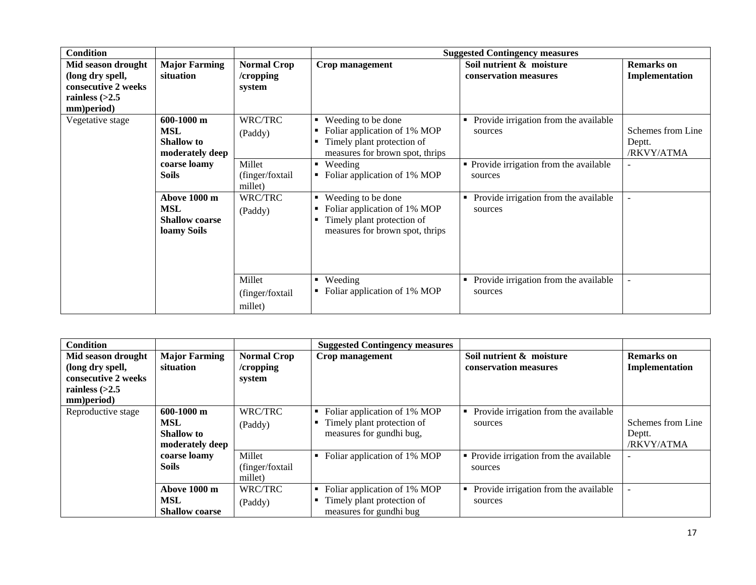| Condition | | | Suggested Contingency measures | | |
|---|---|---|---|---|---|
| **Mid season drought (long dry spell, consecutive 2 weeks rainless (>2.5 mm)period)** | **Major Farming situation** | **Normal Crop /cropping system** | **Crop management** | **Soil nutrient & moisture conservation measures** | **Remarks on Implementation** |
| Vegetative stage | **600-1000 m MSL Shallow to moderately deep coarse loamy Soils** | WRC/TRC (Paddy) | ▪ Weeding to be done<br>▪ Foliar application of 1% MOP<br>▪ Timely plant protection of measures for brown spot, thrips | ▪ Provide irrigation from the available sources | Schemes from Line Deptt. /RKVY/ATMA |
| | | Millet (finger/foxtail millet) | ▪ Weeding<br>▪ Foliar application of 1% MOP | ▪ Provide irrigation from the available sources | - |
| | **Above 1000 m MSL Shallow coarse loamy Soils** | WRC/TRC (Paddy) | ▪ Weeding to be done<br>▪ Foliar application of 1% MOP<br>▪ Timely plant protection of measures for brown spot, thrips | ▪ Provide irrigation from the available sources | - |
| | | Millet (finger/foxtail millet) | ▪ Weeding<br>▪ Foliar application of 1% MOP | ▪ Provide irrigation from the available sources | - |

| Condition | | | Suggested Contingency measures | | |
|---|---|---|---|---|---|
| **Mid season drought (long dry spell, consecutive 2 weeks rainless (>2.5 mm)period)** | **Major Farming situation** | **Normal Crop /cropping system** | **Crop management** | **Soil nutrient & moisture conservation measures** | **Remarks on Implementation** |
| Reproductive stage | **600-1000 m MSL Shallow to moderately deep coarse loamy Soils** | WRC/TRC (Paddy) | ▪ Foliar application of 1% MOP<br>▪ Timely plant protection of measures for gundhi bug, | ▪ Provide irrigation from the available sources | Schemes from Line Deptt. /RKVY/ATMA |
| | | Millet (finger/foxtail millet) | ▪ Foliar application of 1% MOP | ▪ Provide irrigation from the available sources | - |
| | **Above 1000 m MSL Shallow coarse** | WRC/TRC (Paddy) | ▪ Foliar application of 1% MOP<br>▪ Timely plant protection of measures for gundhi bug | ▪ Provide irrigation from the available sources | - |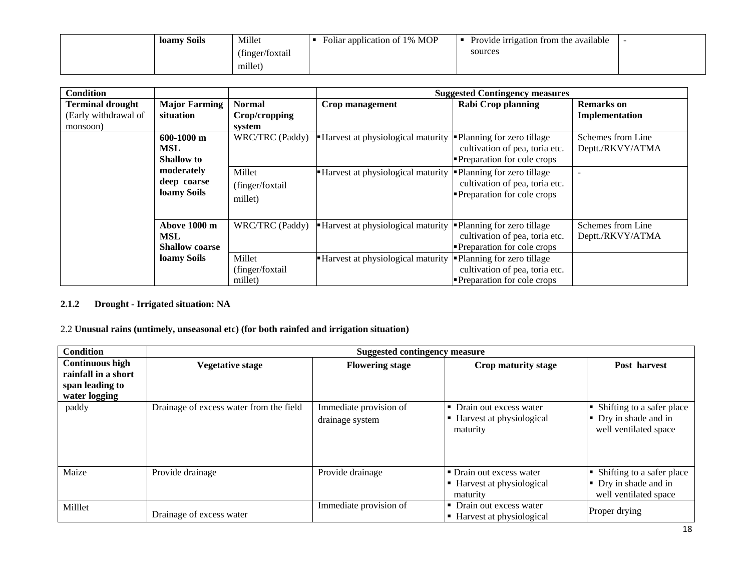| | loamy Soils | Millet (finger/foxtail millet) | ▪ Foliar application of 1% MOP | ▪ Provide irrigation from the available sources | - |
|---|---|---|---|---|---|

| Condition | | | Suggested Contingency measures | | |
|---|---|---|---|---|---|
| Terminal drought (Early withdrawal of monsoon) | Major Farming situation | Normal Crop/cropping system | Crop management | Rabi Crop planning | Remarks on Implementation |
| | 600-1000 m MSL Shallow to moderately deep coarse loamy Soils | WRC/TRC (Paddy) | ▪ Harvest at physiological maturity | ▪ Planning for zero tillage cultivation of pea, toria etc.<br>▪ Preparation for cole crops | Schemes from Line Deptt./RKVY/ATMA |
| | | Millet (finger/foxtail millet) | ▪ Harvest at physiological maturity | ▪ Planning for zero tillage cultivation of pea, toria etc.<br>▪ Preparation for cole crops | - |
| | Above 1000 m MSL Shallow coarse loamy Soils | WRC/TRC (Paddy) | ▪ Harvest at physiological maturity | ▪ Planning for zero tillage cultivation of pea, toria etc.<br>▪ Preparation for cole crops | Schemes from Line Deptt./RKVY/ATMA |
| | | Millet (finger/foxtail millet) | ▪ Harvest at physiological maturity | ▪ Planning for zero tillage cultivation of pea, toria etc.<br>▪ Preparation for cole crops | |

### 2.1.2 Drought - Irrigated situation: NA

### 2.2 Unusual rains (untimely, unseasonal etc) (for both rainfed and irrigation situation)

| Condition | Suggested contingency measure | | | |
|---|---|---|---|---|
| Continuous high rainfall in a short span leading to water logging | Vegetative stage | Flowering stage | Crop maturity stage | Post harvest |
| paddy | Drainage of excess water from the field | Immediate provision of drainage system | ▪ Drain out excess water<br>▪ Harvest at physiological maturity | ▪ Shifting to a safer place<br>▪ Dry in shade and in well ventilated space |
| Maize | Provide drainage | Provide drainage | ▪ Drain out excess water<br>▪ Harvest at physiological maturity | ▪ Shifting to a safer place<br>▪ Dry in shade and in well ventilated space |
| Milllet | Drainage of excess water | Immediate provision of | ▪ Drain out excess water<br>▪ Harvest at physiological | Proper drying |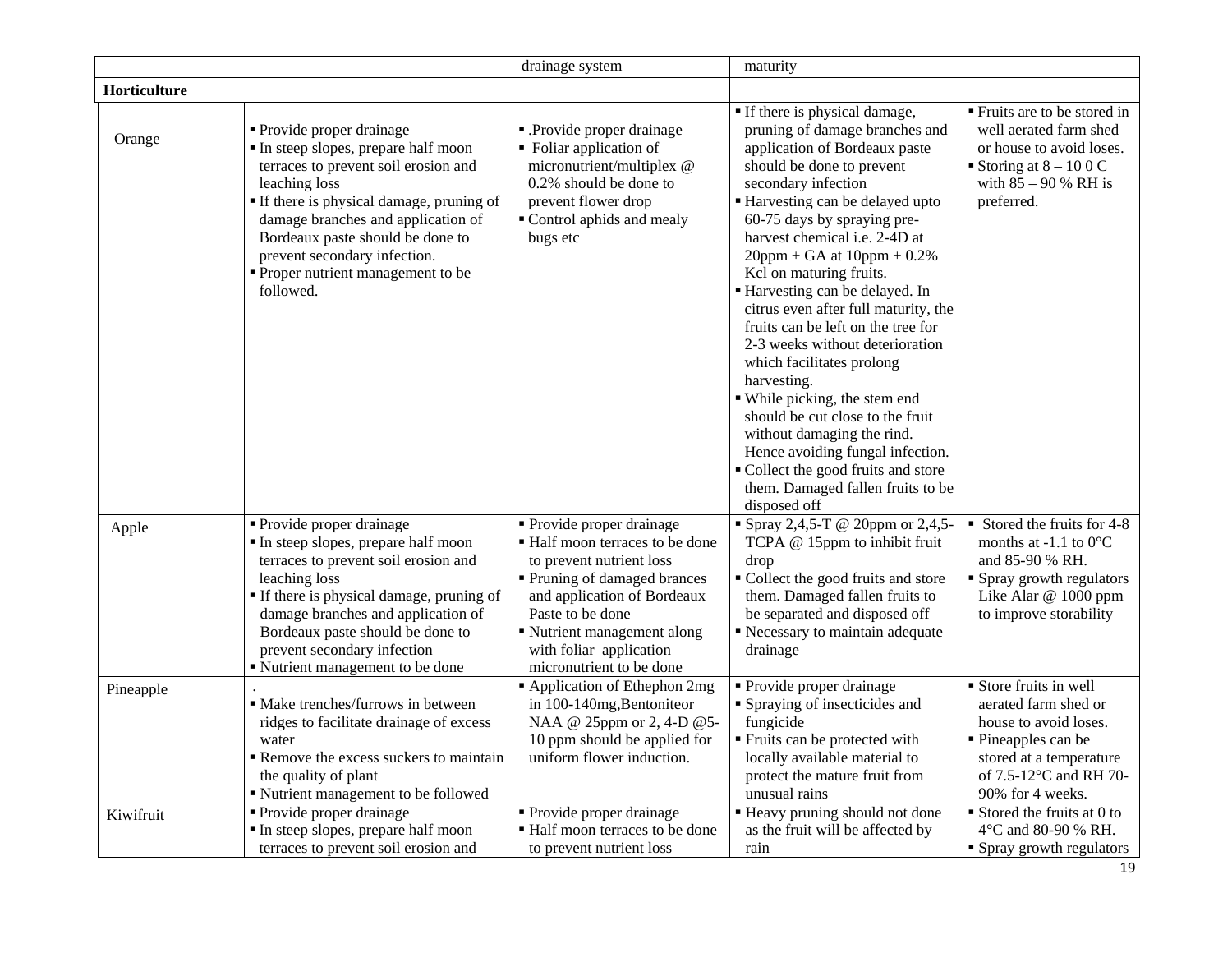| | | drainage system | maturity | |
|---|---|---|---|---|
| **Horticulture** | | | | |
| Orange | ▪ Provide proper drainage<br>▪ In steep slopes, prepare half moon terraces to prevent soil erosion and leaching loss<br>▪ If there is physical damage, pruning of damage branches and application of Bordeaux paste should be done to prevent secondary infection.<br>▪ Proper nutrient management to be followed. | ▪ .Provide proper drainage<br>▪ Foliar application of micronutrient/multiplex @ 0.2% should be done to prevent flower drop<br>▪ Control aphids and mealy bugs etc | ▪ If there is physical damage, pruning of damage branches and application of Bordeaux paste should be done to prevent secondary infection<br>▪ Harvesting can be delayed upto 60-75 days by spraying pre-harvest chemical i.e. 2-4D at 20ppm + GA at 10ppm + 0.2% Kcl on maturing fruits.<br>▪ Harvesting can be delayed. In citrus even after full maturity, the fruits can be left on the tree for 2-3 weeks without deterioration which facilitates prolong harvesting.<br>▪ While picking, the stem end should be cut close to the fruit without damaging the rind. Hence avoiding fungal infection.<br>▪ Collect the good fruits and store them. Damaged fallen fruits to be disposed off | ▪ Fruits are to be stored in well aerated farm shed or house to avoid loses.<br>▪ Storing at 8 – 10 0 C with 85 – 90 % RH is preferred. |
| Apple | ▪ Provide proper drainage<br>▪ In steep slopes, prepare half moon terraces to prevent soil erosion and leaching loss<br>▪ If there is physical damage, pruning of damage branches and application of Bordeaux paste should be done to prevent secondary infection<br>▪ Nutrient management to be done | ▪ Provide proper drainage<br>▪ Half moon terraces to be done to prevent nutrient loss<br>▪ Pruning of damaged brances and application of Bordeaux Paste to be done<br>▪ Nutrient management along with foliar application micronutrient to be done | ▪ Spray 2,4,5-T @ 20ppm or 2,4,5-TCPA @ 15ppm to inhibit fruit drop<br>▪ Collect the good fruits and store them. Damaged fallen fruits to be separated and disposed off<br>▪ Necessary to maintain adequate drainage | ▪ Stored the fruits for 4-8 months at -1.1 to 0°C and 85-90 % RH.<br>▪ Spray growth regulators Like Alar @ 1000 ppm to improve storability |
| Pineapple | .<br>▪ Make trenches/furrows in between ridges to facilitate drainage of excess water<br>▪ Remove the excess suckers to maintain the quality of plant<br>▪ Nutrient management to be followed | ▪ Application of Ethephon 2mg in 100-140mg,Bentoniteor NAA @ 25ppm or 2, 4-D @5-10 ppm should be applied for uniform flower induction. | ▪ Provide proper drainage<br>▪ Spraying of insecticides and fungicide<br>▪ Fruits can be protected with locally available material to protect the mature fruit from unusual rains | ▪ Store fruits in well aerated farm shed or house to avoid loses.<br>▪ Pineapples can be stored at a temperature of 7.5-12°C and RH 70-90% for 4 weeks. |
| Kiwifruit | ▪ Provide proper drainage<br>▪ In steep slopes, prepare half moon terraces to prevent soil erosion and | ▪ Provide proper drainage<br>▪ Half moon terraces to be done to prevent nutrient loss | ▪ Heavy pruning should not done as the fruit will be affected by rain | ▪ Stored the fruits at 0 to 4°C and 80-90 % RH.<br>▪ Spray growth regulators |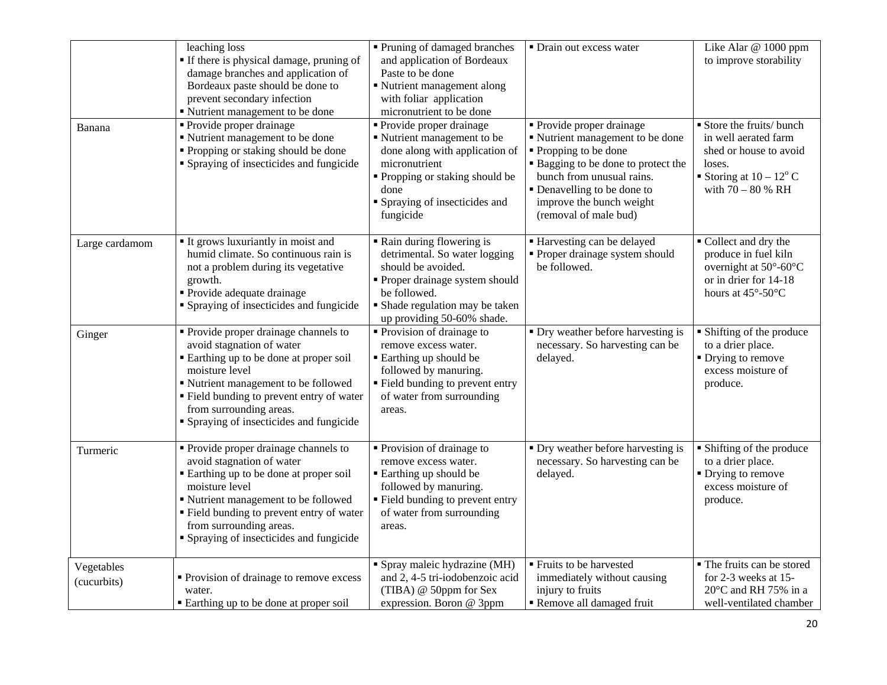| | | | | |
|---|---|---|---|---|
| | leaching loss<br>▪ If there is physical damage, pruning of damage branches and application of Bordeaux paste should be done to prevent secondary infection<br>▪ Nutrient management to be done | ▪ Pruning of damaged branches and application of Bordeaux Paste to be done<br>▪ Nutrient management along with foliar application micronutrient to be done | ▪ Drain out excess water | Like Alar @ 1000 ppm to improve storability |
| Banana | ▪ Provide proper drainage<br>▪ Nutrient management to be done<br>▪ Propping or staking should be done<br>▪ Spraying of insecticides and fungicide | ▪ Provide proper drainage<br>▪ Nutrient management to be done along with application of micronutrient<br>▪ Propping or staking should be done<br>▪ Spraying of insecticides and fungicide | ▪ Provide proper drainage<br>▪ Nutrient management to be done<br>▪ Propping to be done<br>▪ Bagging to be done to protect the bunch from unusual rains.<br>▪ Denavelling to be done to improve the bunch weight (removal of male bud) | ▪ Store the fruits/ bunch in well aerated farm shed or house to avoid loses.<br>▪ Storing at $10 - 12^{o}$ C with 70 – 80 % RH |
| Large cardamom | ▪ It grows luxuriantly in moist and humid climate. So continuous rain is not a problem during its vegetative growth.<br>▪ Provide adequate drainage<br>▪ Spraying of insecticides and fungicide | ▪ Rain during flowering is detrimental. So water logging should be avoided.<br>▪ Proper drainage system should be followed.<br>▪ Shade regulation may be taken up providing 50-60% shade. | ▪ Harvesting can be delayed<br>▪ Proper drainage system should be followed. | ▪ Collect and dry the produce in fuel kiln overnight at 50°-60°C or in drier for 14-18 hours at 45°-50°C |
| Ginger | ▪ Provide proper drainage channels to avoid stagnation of water<br>▪ Earthing up to be done at proper soil moisture level<br>▪ Nutrient management to be followed<br>▪ Field bunding to prevent entry of water from surrounding areas.<br>▪ Spraying of insecticides and fungicide | ▪ Provision of drainage to remove excess water.<br>▪ Earthing up should be followed by manuring.<br>▪ Field bunding to prevent entry of water from surrounding areas. | ▪ Dry weather before harvesting is necessary. So harvesting can be delayed. | ▪ Shifting of the produce to a drier place.<br>▪ Drying to remove excess moisture of produce. |
| Turmeric | ▪ Provide proper drainage channels to avoid stagnation of water<br>▪ Earthing up to be done at proper soil moisture level<br>▪ Nutrient management to be followed<br>▪ Field bunding to prevent entry of water from surrounding areas.<br>▪ Spraying of insecticides and fungicide | ▪ Provision of drainage to remove excess water.<br>▪ Earthing up should be followed by manuring.<br>▪ Field bunding to prevent entry of water from surrounding areas. | ▪ Dry weather before harvesting is necessary. So harvesting can be delayed. | ▪ Shifting of the produce to a drier place.<br>▪ Drying to remove excess moisture of produce. |
| Vegetables (cucurbits) | ▪ Provision of drainage to remove excess water.<br>▪ Earthing up to be done at proper soil | ▪ Spray maleic hydrazine (MH) and 2, 4-5 tri-iodobenzoic acid (TIBA) @ 50ppm for Sex expression. Boron @ 3ppm | ▪ Fruits to be harvested immediately without causing injury to fruits<br>▪ Remove all damaged fruit | ▪ The fruits can be stored for 2-3 weeks at 15-20°C and RH 75% in a well-ventilated chamber |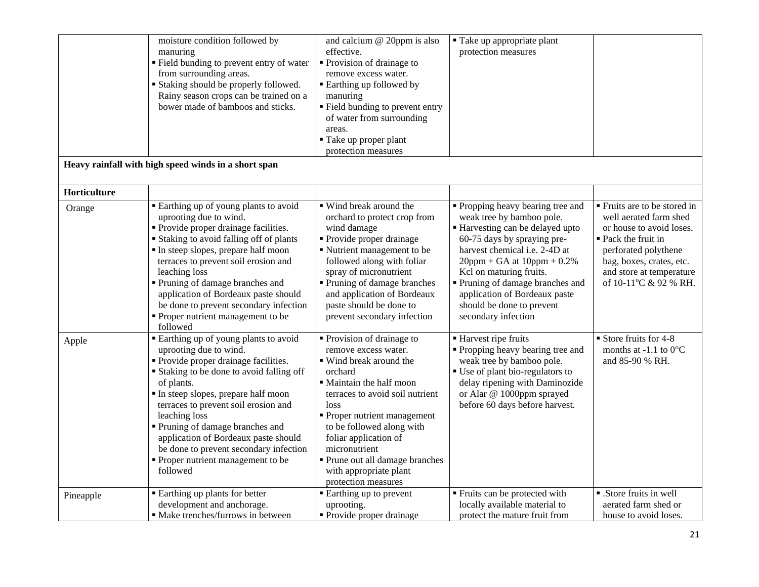| | | | | |
|---|---|---|---|---|
| | moisture condition followed by manuring<br>▪ Field bunding to prevent entry of water from surrounding areas.<br>▪ Staking should be properly followed. Rainy season crops can be trained on a bower made of bamboos and sticks. | and calcium @ 20ppm is also effective.<br>▪ Provision of drainage to remove excess water.<br>▪ Earthing up followed by manuring<br>▪ Field bunding to prevent entry of water from surrounding areas.<br>▪ Take up proper plant protection measures | ▪ Take up appropriate plant protection measures | |
| **Heavy rainfall with high speed winds in a short span** | | | | |
| **Horticulture** | | | | |
| Orange | ▪ Earthing up of young plants to avoid uprooting due to wind.<br>▪ Provide proper drainage facilities.<br>▪ Staking to avoid falling off of plants<br>▪ In steep slopes, prepare half moon terraces to prevent soil erosion and leaching loss<br>▪ Pruning of damage branches and application of Bordeaux paste should be done to prevent secondary infection<br>▪ Proper nutrient management to be followed | ▪ Wind break around the orchard to protect crop from wind damage<br>▪ Provide proper drainage<br>▪ Nutrient management to be followed along with foliar spray of micronutrient<br>▪ Pruning of damage branches and application of Bordeaux paste should be done to prevent secondary infection | ▪ Propping heavy bearing tree and weak tree by bamboo pole.<br>▪ Harvesting can be delayed upto 60-75 days by spraying pre-harvest chemical i.e. 2-4D at 20ppm + GA at 10ppm + 0.2% Kcl on maturing fruits.<br>▪ Pruning of damage branches and application of Bordeaux paste should be done to prevent secondary infection | ▪ Fruits are to be stored in well aerated farm shed or house to avoid loses.<br>▪ Pack the fruit in perforated polythene bag, boxes, crates, etc. and store at temperature of 10-11°C & 92 % RH. |
| Apple | ▪ Earthing up of young plants to avoid uprooting due to wind.<br>▪ Provide proper drainage facilities.<br>▪ Staking to be done to avoid falling off of plants.<br>▪ In steep slopes, prepare half moon terraces to prevent soil erosion and leaching loss<br>▪ Pruning of damage branches and application of Bordeaux paste should be done to prevent secondary infection<br>▪ Proper nutrient management to be followed | ▪ Provision of drainage to remove excess water.<br>▪ Wind break around the orchard<br>▪ Maintain the half moon terraces to avoid soil nutrient loss<br>▪ Proper nutrient management to be followed along with foliar application of micronutrient<br>▪ Prune out all damage branches with appropriate plant protection measures | ▪ Harvest ripe fruits<br>▪ Propping heavy bearing tree and weak tree by bamboo pole.<br>▪ Use of plant bio-regulators to delay ripening with Daminozide or Alar @ 1000ppm sprayed before 60 days before harvest. | ▪ Store fruits for 4-8 months at -1.1 to 0°C and 85-90 % RH. |
| Pineapple | ▪ Earthing up plants for better development and anchorage.<br>▪ Make trenches/furrows in between | ▪ Earthing up to prevent uprooting.<br>▪ Provide proper drainage | ▪ Fruits can be protected with locally available material to protect the mature fruit from | ▪ .Store fruits in well aerated farm shed or house to avoid loses. |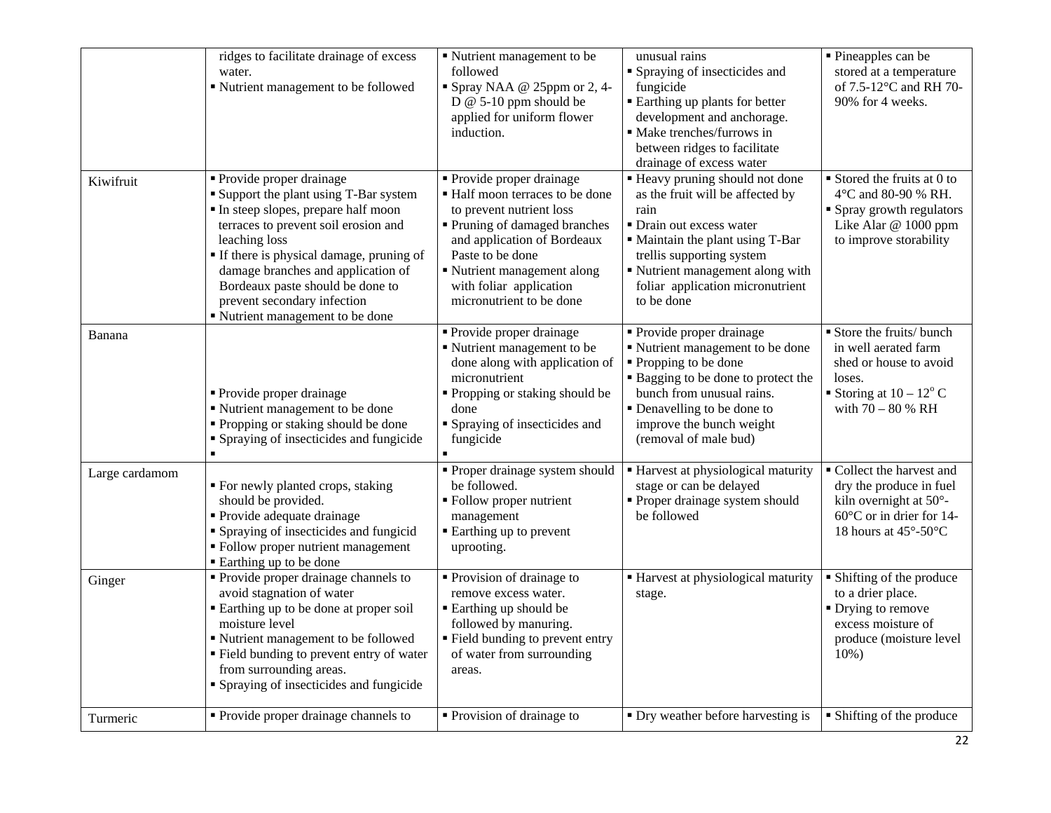| | | | | |
|---|---|---|---|---|
| | ▪ ridges to facilitate drainage of excess water.<br>▪ Nutrient management to be followed | ▪ Nutrient management to be followed<br>▪ Spray NAA @ 25ppm or 2, 4-D @ 5-10 ppm should be applied for uniform flower induction. | unusual rains<br>▪ Spraying of insecticides and fungicide<br>▪ Earthing up plants for better development and anchorage.<br>▪ Make trenches/furrows in between ridges to facilitate drainage of excess water | ▪ Pineapples can be stored at a temperature of 7.5-12°C and RH 70-90% for 4 weeks. |
| Kiwifruit | ▪ Provide proper drainage<br>▪ Support the plant using T-Bar system<br>▪ In steep slopes, prepare half moon terraces to prevent soil erosion and leaching loss<br>▪ If there is physical damage, pruning of damage branches and application of Bordeaux paste should be done to prevent secondary infection<br>▪ Nutrient management to be done | ▪ Provide proper drainage<br>▪ Half moon terraces to be done to prevent nutrient loss<br>▪ Pruning of damaged branches and application of Bordeaux Paste to be done<br>▪ Nutrient management along with foliar application micronutrient to be done | ▪ Heavy pruning should not done as the fruit will be affected by rain<br>▪ Drain out excess water<br>▪ Maintain the plant using T-Bar trellis supporting system<br>▪ Nutrient management along with foliar application micronutrient to be done | ▪ Stored the fruits at 0 to 4°C and 80-90 % RH.<br>▪ Spray growth regulators Like Alar @ 1000 ppm to improve storability |
| Banana | ▪ Provide proper drainage<br>▪ Nutrient management to be done<br>▪ Propping or staking should be done<br>▪ Spraying of insecticides and fungicide<br>▪ | ▪ Provide proper drainage<br>▪ Nutrient management to be done along with application of micronutrient<br>▪ Propping or staking should be done<br>▪ Spraying of insecticides and fungicide<br>▪ | ▪ Provide proper drainage<br>▪ Nutrient management to be done<br>▪ Propping to be done<br>▪ Bagging to be done to protect the bunch from unusual rains.<br>▪ Denavelling to be done to improve the bunch weight (removal of male bud) | ▪ Store the fruits/ bunch in well aerated farm shed or house to avoid loses.<br>▪ Storing at 10 – 12° C with 70 – 80 % RH |
| Large cardamom | ▪ For newly planted crops, staking should be provided.<br>▪ Provide adequate drainage<br>▪ Spraying of insecticides and fungicid<br>▪ Follow proper nutrient management<br>▪ Earthing up to be done | ▪ Proper drainage system should be followed.<br>▪ Follow proper nutrient management<br>▪ Earthing up to prevent uprooting. | ▪ Harvest at physiological maturity stage or can be delayed<br>▪ Proper drainage system should be followed | ▪ Collect the harvest and dry the produce in fuel kiln overnight at 50°-60°C or in drier for 14-18 hours at 45°-50°C |
| Ginger | ▪ Provide proper drainage channels to avoid stagnation of water<br>▪ Earthing up to be done at proper soil moisture level<br>▪ Nutrient management to be followed<br>▪ Field bunding to prevent entry of water from surrounding areas.<br>▪ Spraying of insecticides and fungicide | ▪ Provision of drainage to remove excess water.<br>▪ Earthing up should be followed by manuring.<br>▪ Field bunding to prevent entry of water from surrounding areas. | ▪ Harvest at physiological maturity stage. | ▪ Shifting of the produce to a drier place.<br>▪ Drying to remove excess moisture of produce (moisture level 10%) |
| Turmeric | ▪ Provide proper drainage channels to | ▪ Provision of drainage to | ▪ Dry weather before harvesting is | ▪ Shifting of the produce |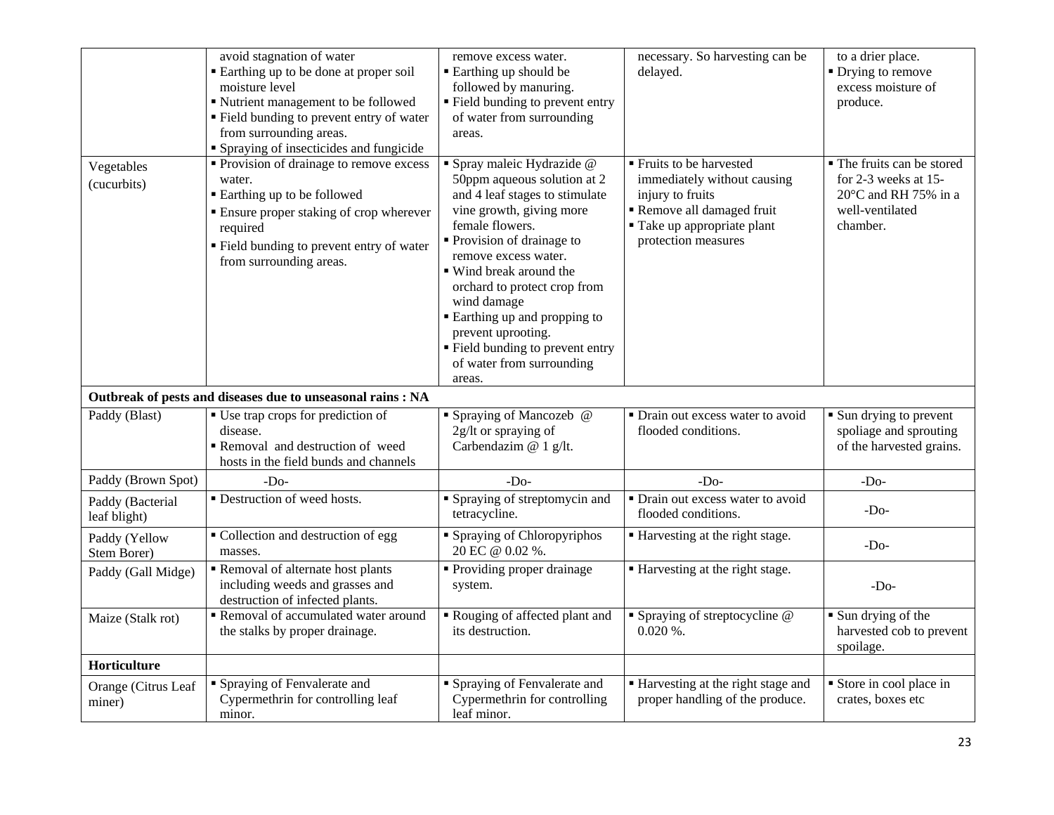| | | | | |
|---|---|---|---|---|
| | avoid stagnation of water<br>▪ Earthing up to be done at proper soil moisture level<br>▪ Nutrient management to be followed<br>▪ Field bunding to prevent entry of water from surrounding areas.<br>▪ Spraying of insecticides and fungicide | remove excess water.<br>▪ Earthing up should be followed by manuring.<br>▪ Field bunding to prevent entry of water from surrounding areas. | necessary. So harvesting can be delayed. | to a drier place.<br>▪ Drying to remove excess moisture of produce. |
| Vegetables (cucurbits) | ▪ Provision of drainage to remove excess water.<br>▪ Earthing up to be followed<br>▪ Ensure proper staking of crop wherever required<br>▪ Field bunding to prevent entry of water from surrounding areas. | ▪ Spray maleic Hydrazide @ 50ppm aqueous solution at 2 and 4 leaf stages to stimulate vine growth, giving more female flowers.<br>▪ Provision of drainage to remove excess water.<br>▪ Wind break around the orchard to protect crop from wind damage<br>▪ Earthing up and propping to prevent uprooting.<br>▪ Field bunding to prevent entry of water from surrounding areas. | ▪ Fruits to be harvested immediately without causing injury to fruits<br>▪ Remove all damaged fruit<br>▪ Take up appropriate plant protection measures | ▪ The fruits can be stored for 2-3 weeks at 15-20°C and RH 75% in a well-ventilated chamber. |
| **Outbreak of pests and diseases due to unseasonal rains : NA** | | | | |
| Paddy (Blast) | ▪ Use trap crops for prediction of disease.<br>▪ Removal and destruction of weed hosts in the field bunds and channels | ▪ Spraying of Mancozeb @ 2g/lt or spraying of Carbendazim @ 1 g/lt. | ▪ Drain out excess water to avoid flooded conditions. | ▪ Sun drying to prevent spoliage and sprouting of the harvested grains. |
| Paddy (Brown Spot) | -Do- | -Do- | -Do- | -Do- |
| Paddy (Bacterial leaf blight) | ▪ Destruction of weed hosts. | ▪ Spraying of streptomycin and tetracycline. | ▪ Drain out excess water to avoid flooded conditions. | -Do- |
| Paddy (Yellow Stem Borer) | ▪ Collection and destruction of egg masses. | ▪ Spraying of Chloropyriphos 20 EC @ 0.02 %. | ▪ Harvesting at the right stage. | -Do- |
| Paddy (Gall Midge) | ▪ Removal of alternate host plants including weeds and grasses and destruction of infected plants. | ▪ Providing proper drainage system. | ▪ Harvesting at the right stage. | -Do- |
| Maize (Stalk rot) | ▪ Removal of accumulated water around the stalks by proper drainage. | ▪ Rouging of affected plant and its destruction. | ▪ Spraying of streptocycline @ 0.020 %. | ▪ Sun drying of the harvested cob to prevent spoilage. |
| **Horticulture** | | | | |
| Orange (Citrus Leaf miner) | ▪ Spraying of Fenvalerate and Cypermethrin for controlling leaf minor. | ▪ Spraying of Fenvalerate and Cypermethrin for controlling leaf minor. | ▪ Harvesting at the right stage and proper handling of the produce. | ▪ Store in cool place in crates, boxes etc |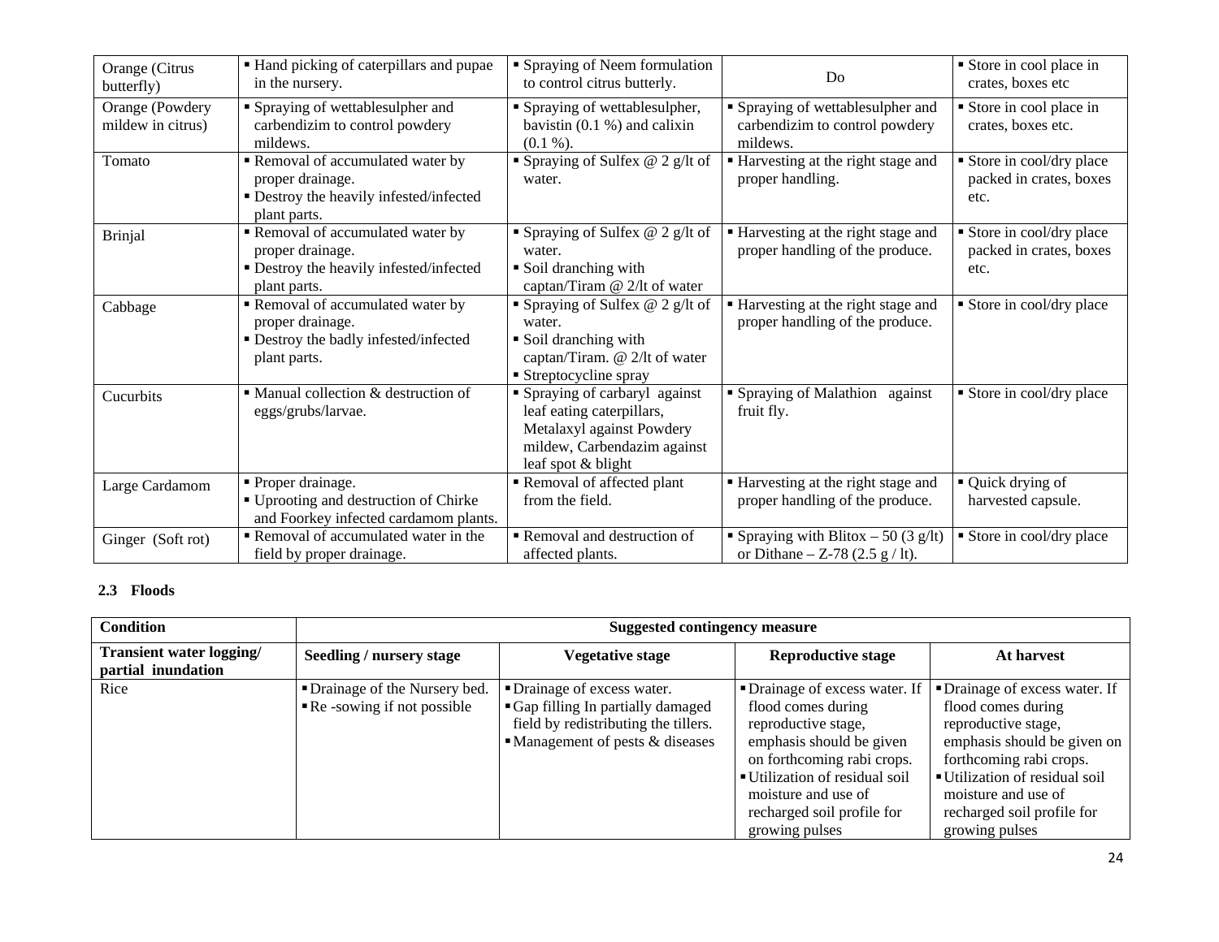| | | | | |
|---|---|---|---|---|
| Orange (Citrus butterfly) | ▪ Hand picking of caterpillars and pupae in the nursery. | ▪ Spraying of Neem formulation to control citrus butterly. | Do | ▪ Store in cool place in crates, boxes etc |
| Orange (Powdery mildew in citrus) | ▪ Spraying of wettablesulpher and carbendizim to control powdery mildews. | ▪ Spraying of wettablesulpher, bavistin (0.1 %) and calixin (0.1 %). | ▪ Spraying of wettablesulpher and carbendizim to control powdery mildews. | ▪ Store in cool place in crates, boxes etc. |
| Tomato | ▪ Removal of accumulated water by proper drainage.<br>▪ Destroy the heavily infested/infected plant parts. | ▪ Spraying of Sulfex @ 2 g/lt of water. | ▪ Harvesting at the right stage and proper handling. | ▪ Store in cool/dry place packed in crates, boxes etc. |
| Brinjal | ▪ Removal of accumulated water by proper drainage.<br>▪ Destroy the heavily infested/infected plant parts. | ▪ Spraying of Sulfex @ 2 g/lt of water.<br>▪ Soil dranching with captan/Tiram @ 2/lt of water | ▪ Harvesting at the right stage and proper handling of the produce. | ▪ Store in cool/dry place packed in crates, boxes etc. |
| Cabbage | ▪ Removal of accumulated water by proper drainage.<br>▪ Destroy the badly infested/infected plant parts. | ▪ Spraying of Sulfex @ 2 g/lt of water.<br>▪ Soil dranching with captan/Tiram. @ 2/lt of water<br>▪ Streptocycline spray | ▪ Harvesting at the right stage and proper handling of the produce. | ▪ Store in cool/dry place |
| Cucurbits | ▪ Manual collection & destruction of eggs/grubs/larvae. | ▪ Spraying of carbaryl against leaf eating caterpillars, Metalaxyl against Powdery mildew, Carbendazim against leaf spot & blight | ▪ Spraying of Malathion against fruit fly. | ▪ Store in cool/dry place |
| Large Cardamom | ▪ Proper drainage.<br>▪ Uprooting and destruction of Chirke and Foorkey infected cardamom plants. | ▪ Removal of affected plant from the field. | ▪ Harvesting at the right stage and proper handling of the produce. | ▪ Quick drying of harvested capsule. |
| Ginger (Soft rot) | ▪ Removal of accumulated water in the field by proper drainage. | ▪ Removal and destruction of affected plants. | ▪ Spraying with Blitox – 50 (3 g/lt) or Dithane – Z-78 (2.5 g / lt). | ▪ Store in cool/dry place |

**2.3 Floods**

| Condition | Suggested contingency measure | | | |
|---|---|---|---|---|
| **Transient water logging/ partial inundation** | **Seedling / nursery stage** | **Vegetative stage** | **Reproductive stage** | **At harvest** |
| Rice | ▪ Drainage of the Nursery bed.<br>▪ Re -sowing if not possible | ▪ Drainage of excess water.<br>▪ Gap filling In partially damaged field by redistributing the tillers.<br>▪ Management of pests & diseases | ▪ Drainage of excess water. If flood comes during reproductive stage, emphasis should be given on forthcoming rabi crops.<br>▪ Utilization of residual soil moisture and use of recharged soil profile for growing pulses | ▪ Drainage of excess water. If flood comes during reproductive stage, emphasis should be given on forthcoming rabi crops.<br>▪ Utilization of residual soil moisture and use of recharged soil profile for growing pulses |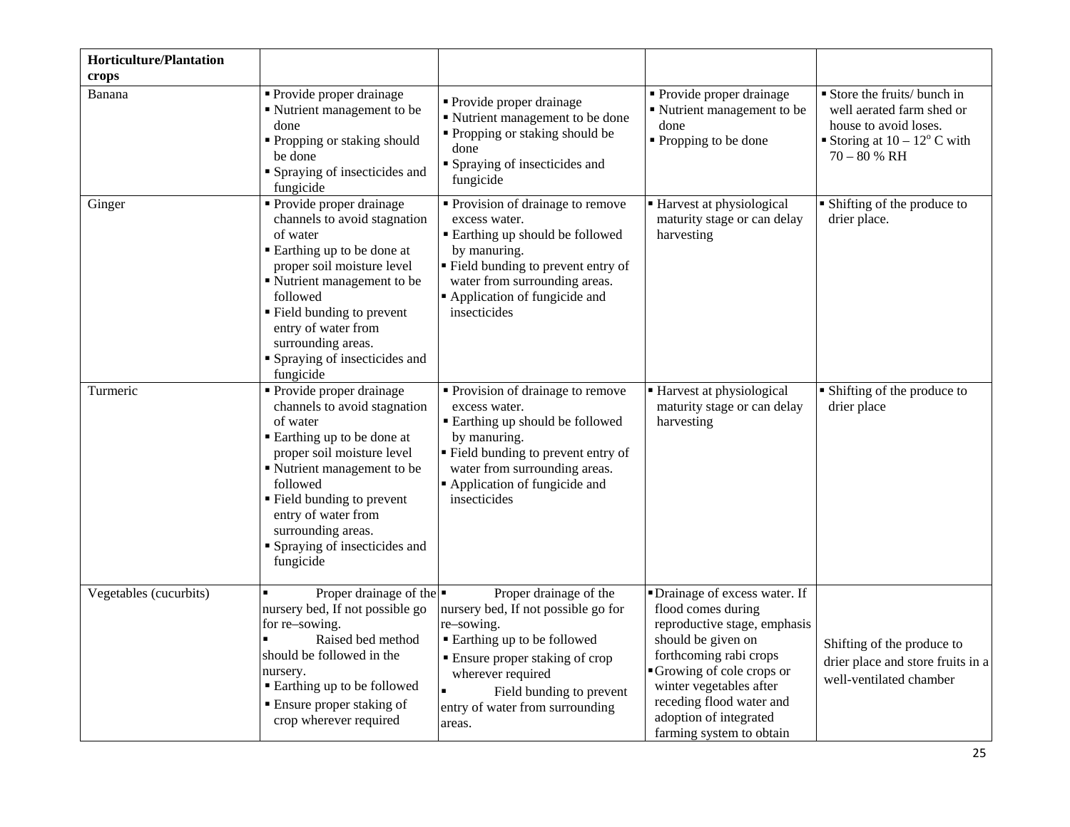| Horticulture/Plantation crops | | | | |
|---|---|---|---|---|
| Banana | ▪ Provide proper drainage<br>▪ Nutrient management to be done<br>▪ Propping or staking should be done<br>▪ Spraying of insecticides and fungicide | ▪ Provide proper drainage<br>▪ Nutrient management to be done<br>▪ Propping or staking should be done<br>▪ Spraying of insecticides and fungicide | ▪ Provide proper drainage<br>▪ Nutrient management to be done<br>▪ Propping to be done | ▪ Store the fruits/ bunch in well aerated farm shed or house to avoid loses.<br>▪ Storing at 10 – 12$^o$ C with 70 – 80 % RH |
| Ginger | ▪ Provide proper drainage channels to avoid stagnation of water<br>▪ Earthing up to be done at proper soil moisture level<br>▪ Nutrient management to be followed<br>▪ Field bunding to prevent entry of water from surrounding areas.<br>▪ Spraying of insecticides and fungicide | ▪ Provision of drainage to remove excess water.<br>▪ Earthing up should be followed by manuring.<br>▪ Field bunding to prevent entry of water from surrounding areas.<br>▪ Application of fungicide and insecticides | ▪ Harvest at physiological maturity stage or can delay harvesting | ▪ Shifting of the produce to drier place. |
| Turmeric | ▪ Provide proper drainage channels to avoid stagnation of water<br>▪ Earthing up to be done at proper soil moisture level<br>▪ Nutrient management to be followed<br>▪ Field bunding to prevent entry of water from surrounding areas.<br>▪ Spraying of insecticides and fungicide | ▪ Provision of drainage to remove excess water.<br>▪ Earthing up should be followed by manuring.<br>▪ Field bunding to prevent entry of water from surrounding areas.<br>▪ Application of fungicide and insecticides | ▪ Harvest at physiological maturity stage or can delay harvesting | ▪ Shifting of the produce to drier place |
| Vegetables (cucurbits) | ▪ Proper drainage of the nursery bed, If not possible go for re–sowing.<br>▪ Raised bed method should be followed in the nursery.<br>▪ Earthing up to be followed<br>▪ Ensure proper staking of crop wherever required | ▪ Proper drainage of the nursery bed, If not possible go for re–sowing.<br>▪ Earthing up to be followed<br>▪ Ensure proper staking of crop wherever required<br>▪ Field bunding to prevent entry of water from surrounding areas. | ▪ Drainage of excess water. If flood comes during reproductive stage, emphasis should be given on forthcoming rabi crops<br>▪ Growing of cole crops or winter vegetables after receding flood water and adoption of integrated farming system to obtain | Shifting of the produce to drier place and store fruits in a well-ventilated chamber |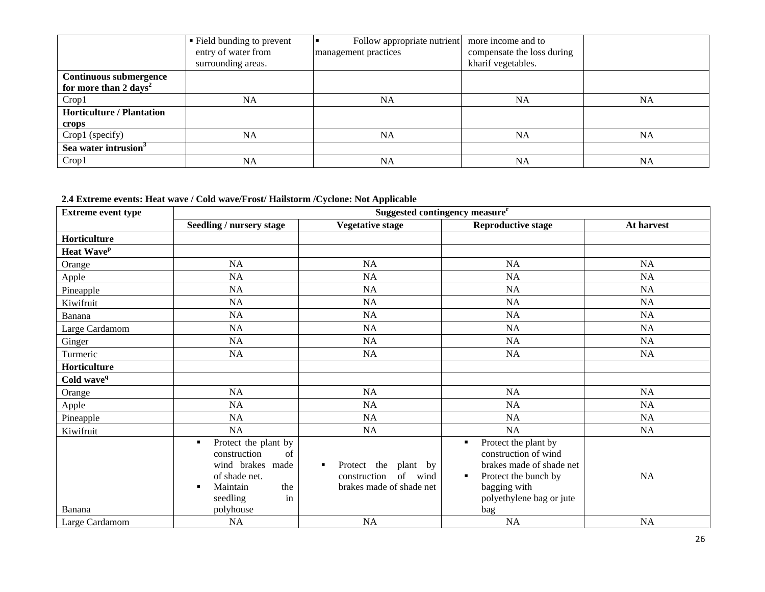| | ▪ Field bunding to prevent entry of water from surrounding areas. | ▪ Follow appropriate nutrient management practices | more income and to compensate the loss during kharif vegetables. | |
|---|---|---|---|---|
| **Continuous submergence for more than 2 days[2]** | | | | |
| Crop1 | NA | NA | NA | NA |
| **Horticulture / Plantation crops** | | | | |
| Crop1 (specify) | NA | NA | NA | NA |
| **Sea water intrusion[3]** | | | | |
| Crop1 | NA | NA | NA | NA |

**2.4 Extreme events: Heat wave / Cold wave/Frost/ Hailstorm /Cyclone: Not Applicable**

| **Extreme event type** | **Suggested contingency measure[r]** | | | |
|---|---|---|---|---|
| | **Seedling / nursery stage** | **Vegetative stage** | **Reproductive stage** | **At harvest** |
| **Horticulture** | | | | |
| **Heat Wave[p]** | | | | |
| Orange | NA | NA | NA | NA |
| Apple | NA | NA | NA | NA |
| Pineapple | NA | NA | NA | NA |
| Kiwifruit | NA | NA | NA | NA |
| Banana | NA | NA | NA | NA |
| Large Cardamom | NA | NA | NA | NA |
| Ginger | NA | NA | NA | NA |
| Turmeric | NA | NA | NA | NA |
| **Horticulture** | | | | |
| **Cold wave[q]** | | | | |
| Orange | NA | NA | NA | NA |
| Apple | NA | NA | NA | NA |
| Pineapple | NA | NA | NA | NA |
| Kiwifruit | NA | NA | NA | NA |
| Banana | ▪ Protect the plant by construction of wind brakes made of shade net.<br>▪ Maintain the seedling in polyhouse | ▪ Protect the plant by construction of wind brakes made of shade net | ▪ Protect the plant by construction of wind brakes made of shade net<br>▪ Protect the bunch by bagging with polyethylene bag or jute bag | NA |
| Large Cardamom | NA | NA | NA | NA |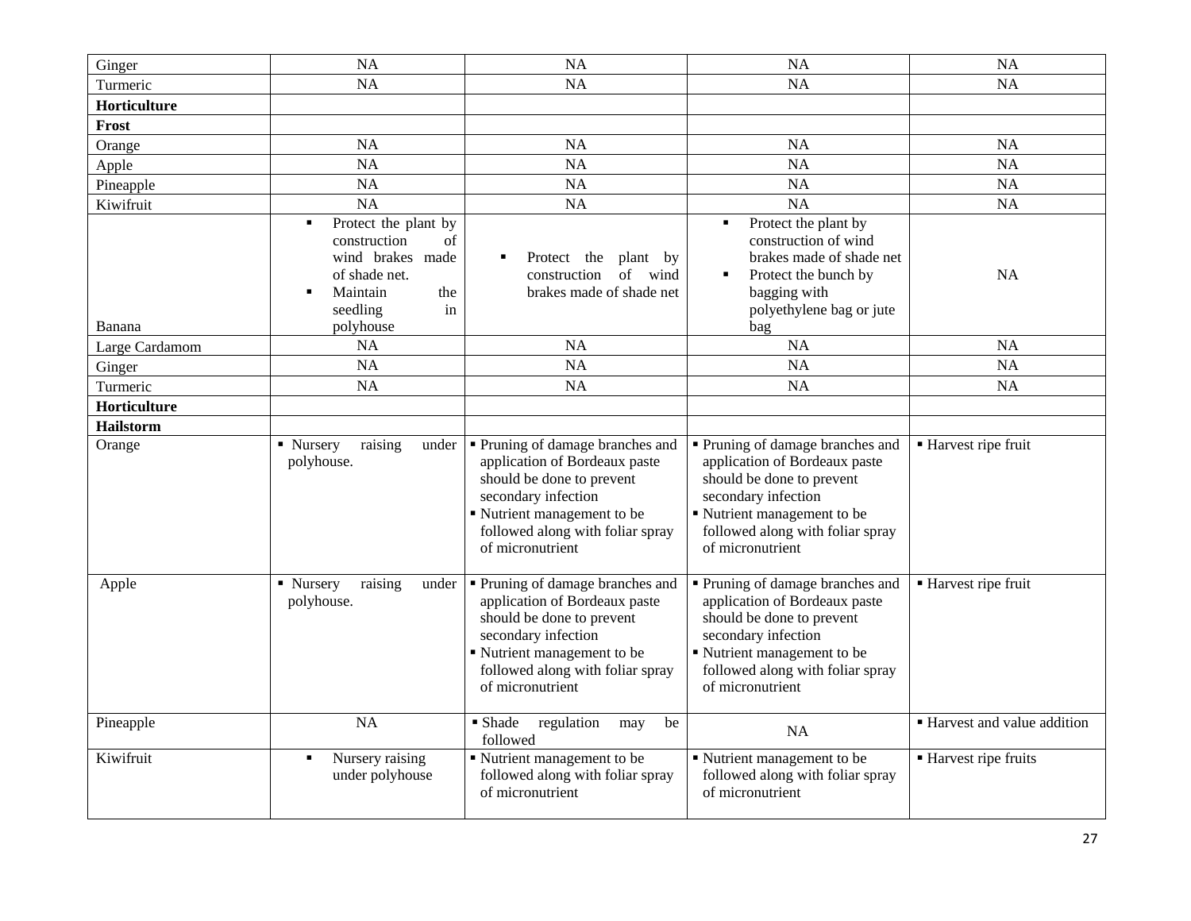| | | | | |
|---|---|---|---|---|
| Ginger | NA | NA | NA | NA |
| Turmeric | NA | NA | NA | NA |
| **Horticulture** | | | | |
| **Frost** | | | | |
| Orange | NA | NA | NA | NA |
| Apple | NA | NA | NA | NA |
| Pineapple | NA | NA | NA | NA |
| Kiwifruit | NA | NA | NA | NA |
| Banana | ▪ Protect the plant by construction of wind brakes made of shade net. ▪ Maintain the seedling in polyhouse | ▪ Protect the plant by construction of wind brakes made of shade net | ▪ Protect the plant by construction of wind brakes made of shade net ▪ Protect the bunch by bagging with polyethylene bag or jute bag | NA |
| Large Cardamom | NA | NA | NA | NA |
| Ginger | NA | NA | NA | NA |
| Turmeric | NA | NA | NA | NA |
| **Horticulture** | | | | |
| **Hailstorm** | | | | |
| Orange | ▪ Nursery raising under polyhouse. | ▪ Pruning of damage branches and application of Bordeaux paste should be done to prevent secondary infection ▪ Nutrient management to be followed along with foliar spray of micronutrient | ▪ Pruning of damage branches and application of Bordeaux paste should be done to prevent secondary infection ▪ Nutrient management to be followed along with foliar spray of micronutrient | ▪ Harvest ripe fruit |
| Apple | ▪ Nursery raising under polyhouse. | ▪ Pruning of damage branches and application of Bordeaux paste should be done to prevent secondary infection ▪ Nutrient management to be followed along with foliar spray of micronutrient | ▪ Pruning of damage branches and application of Bordeaux paste should be done to prevent secondary infection ▪ Nutrient management to be followed along with foliar spray of micronutrient | ▪ Harvest ripe fruit |
| Pineapple | NA | ▪ Shade regulation may be followed | NA | ▪ Harvest and value addition |
| Kiwifruit | ▪ Nursery raising under polyhouse | ▪ Nutrient management to be followed along with foliar spray of micronutrient | ▪ Nutrient management to be followed along with foliar spray of micronutrient | ▪ Harvest ripe fruits |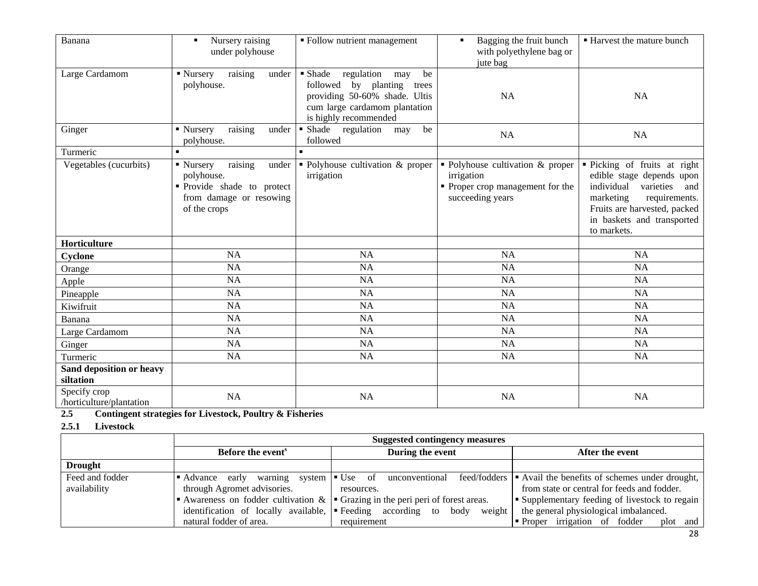| Banana | ▪ Nursery raising under polyhouse | ▪ Follow nutrient management | ▪ Bagging the fruit bunch with polyethylene bag or jute bag | ▪ Harvest the mature bunch |
|---|---|---|---|---|
| Large Cardamom | ▪ Nursery raising under polyhouse. | ▪ Shade regulation may be followed by planting trees providing 50-60% shade. Ultis cum large cardamom plantation is highly recommended | NA | NA |
| Ginger | ▪ Nursery raising under polyhouse. | ▪ Shade regulation may be followed | NA | NA |
| Turmeric | ▪ | ▪ | | |
| Vegetables (cucurbits) | ▪ Nursery raising under polyhouse.<br>▪ Provide shade to protect from damage or resowing of the crops | ▪ Polyhouse cultivation & proper irrigation | ▪ Polyhouse cultivation & proper irrigation<br>▪ Proper crop management for the succeeding years | ▪ Picking of fruits at right edible stage depends upon individual varieties and marketing requirements. Fruits are harvested, packed in baskets and transported to markets. |
| **Horticulture** | | | | |
| **Cyclone** | NA | NA | NA | NA |
| Orange | NA | NA | NA | NA |
| Apple | NA | NA | NA | NA |
| Pineapple | NA | NA | NA | NA |
| Kiwifruit | NA | NA | NA | NA |
| Banana | NA | NA | NA | NA |
| Large Cardamom | NA | NA | NA | NA |
| Ginger | NA | NA | NA | NA |
| Turmeric | NA | NA | NA | NA |
| **Sand deposition or heavy siltation** | | | | |
| Specify crop /horticulture/plantation | NA | NA | NA | NA |

**2.5 Contingent strategies for Livestock, Poultry & Fisheries**

**2.5.1 Livestock**

| | **Suggested contingency measures** | | |
|---|---|---|---|
| | **Before the event[s]** | **During the event** | **After the event** |
| **Drought** | | | |
| Feed and fodder availability | ▪ Advance early warning system through Agromet advisories.<br>▪ Awareness on fodder cultivation & identification of locally available, natural fodder of area. | ▪ Use of unconventional feed/fodders resources.<br>▪ Grazing in the peri peri of forest areas.<br>▪ Feeding according to body weight requirement | ▪ Avail the benefits of schemes under drought, from state or central for feeds and fodder.<br>▪ Supplementary feeding of livestock to regain the general physiological imbalanced.<br>▪ Proper irrigation of fodder plot and |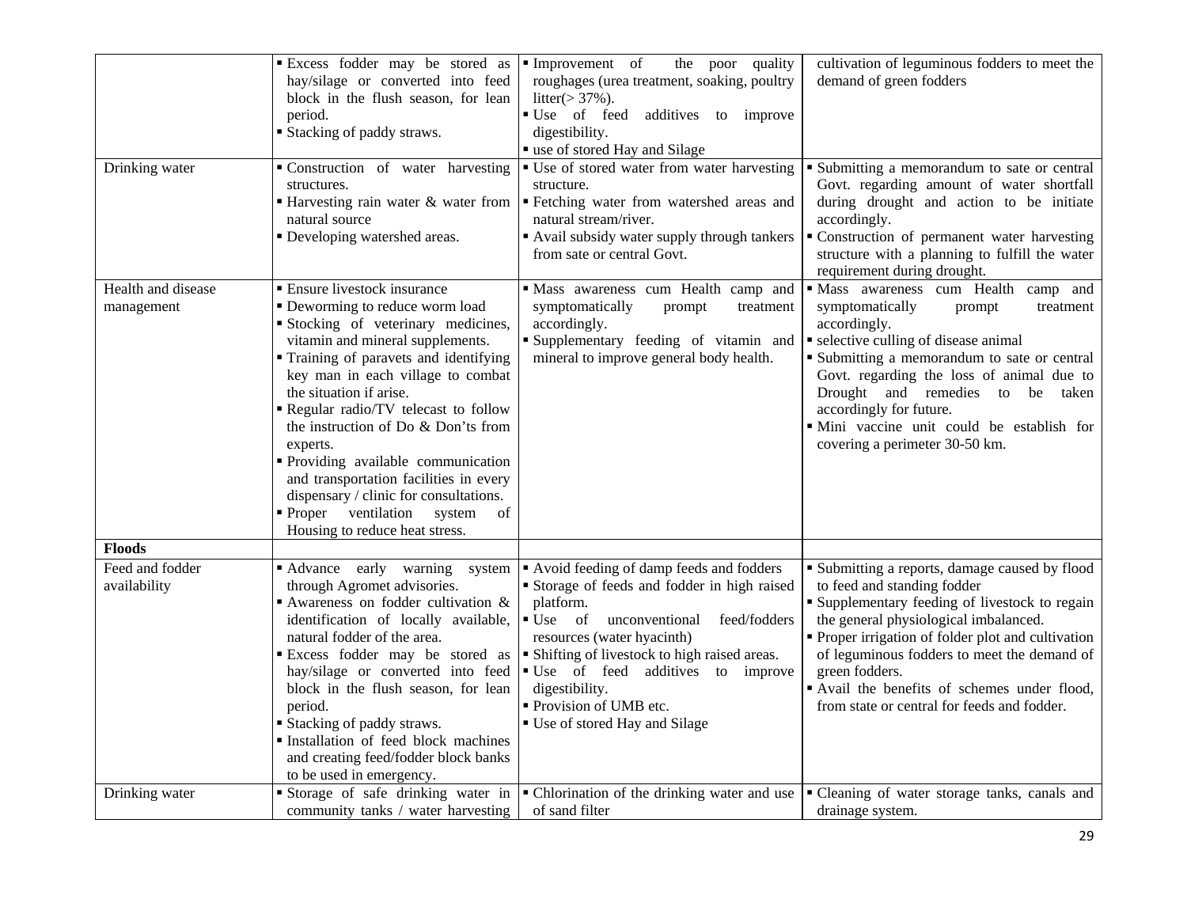| | | | |
|---|---|---|---|
| | ▪ Excess fodder may be stored as hay/silage or converted into feed block in the flush season, for lean period.<br>▪ Stacking of paddy straws. | ▪ Improvement of the poor quality roughages (urea treatment, soaking, poultry litter(> 37%).<br>▪ Use of feed additives to improve digestibility.<br>▪ use of stored Hay and Silage | cultivation of leguminous fodders to meet the demand of green fodders |
| Drinking water | ▪ Construction of water harvesting structures.<br>▪ Harvesting rain water & water from natural source<br>▪ Developing watershed areas. | ▪ Use of stored water from water harvesting structure.<br>▪ Fetching water from watershed areas and natural stream/river.<br>▪ Avail subsidy water supply through tankers from sate or central Govt. | ▪ Submitting a memorandum to sate or central Govt. regarding amount of water shortfall during drought and action to be initiate accordingly.<br>▪ Construction of permanent water harvesting structure with a planning to fulfill the water requirement during drought. |
| Health and disease management | ▪ Ensure livestock insurance<br>▪ Deworming to reduce worm load<br>▪ Stocking of veterinary medicines, vitamin and mineral supplements.<br>▪ Training of paravets and identifying key man in each village to combat the situation if arise.<br>▪ Regular radio/TV telecast to follow the instruction of Do & Don'ts from experts.<br>▪ Providing available communication and transportation facilities in every dispensary / clinic for consultations.<br>▪ Proper ventilation system of Housing to reduce heat stress. | ▪ Mass awareness cum Health camp and symptomatically prompt treatment accordingly.<br>▪ Supplementary feeding of vitamin and mineral to improve general body health. | ▪ Mass awareness cum Health camp and symptomatically prompt treatment accordingly.<br>▪ selective culling of disease animal<br>▪ Submitting a memorandum to sate or central Govt. regarding the loss of animal due to Drought and remedies to be taken accordingly for future.<br>▪ Mini vaccine unit could be establish for covering a perimeter 30-50 km. |
| **Floods** | | | |
| Feed and fodder availability | ▪ Advance early warning system through Agromet advisories.<br>▪ Awareness on fodder cultivation & identification of locally available, natural fodder of the area.<br>▪ Excess fodder may be stored as hay/silage or converted into feed block in the flush season, for lean period.<br>▪ Stacking of paddy straws.<br>▪ Installation of feed block machines and creating feed/fodder block banks to be used in emergency. | ▪ Avoid feeding of damp feeds and fodders<br>▪ Storage of feeds and fodder in high raised platform.<br>▪ Use of unconventional feed/fodders resources (water hyacinth)<br>▪ Shifting of livestock to high raised areas.<br>▪ Use of feed additives to improve digestibility.<br>▪ Provision of UMB etc.<br>▪ Use of stored Hay and Silage | ▪ Submitting a reports, damage caused by flood to feed and standing fodder<br>▪ Supplementary feeding of livestock to regain the general physiological imbalanced.<br>▪ Proper irrigation of folder plot and cultivation of leguminous fodders to meet the demand of green fodders.<br>▪ Avail the benefits of schemes under flood, from state or central for feeds and fodder. |
| Drinking water | ▪ Storage of safe drinking water in community tanks / water harvesting | ▪ Chlorination of the drinking water and use of sand filter | ▪ Cleaning of water storage tanks, canals and drainage system. |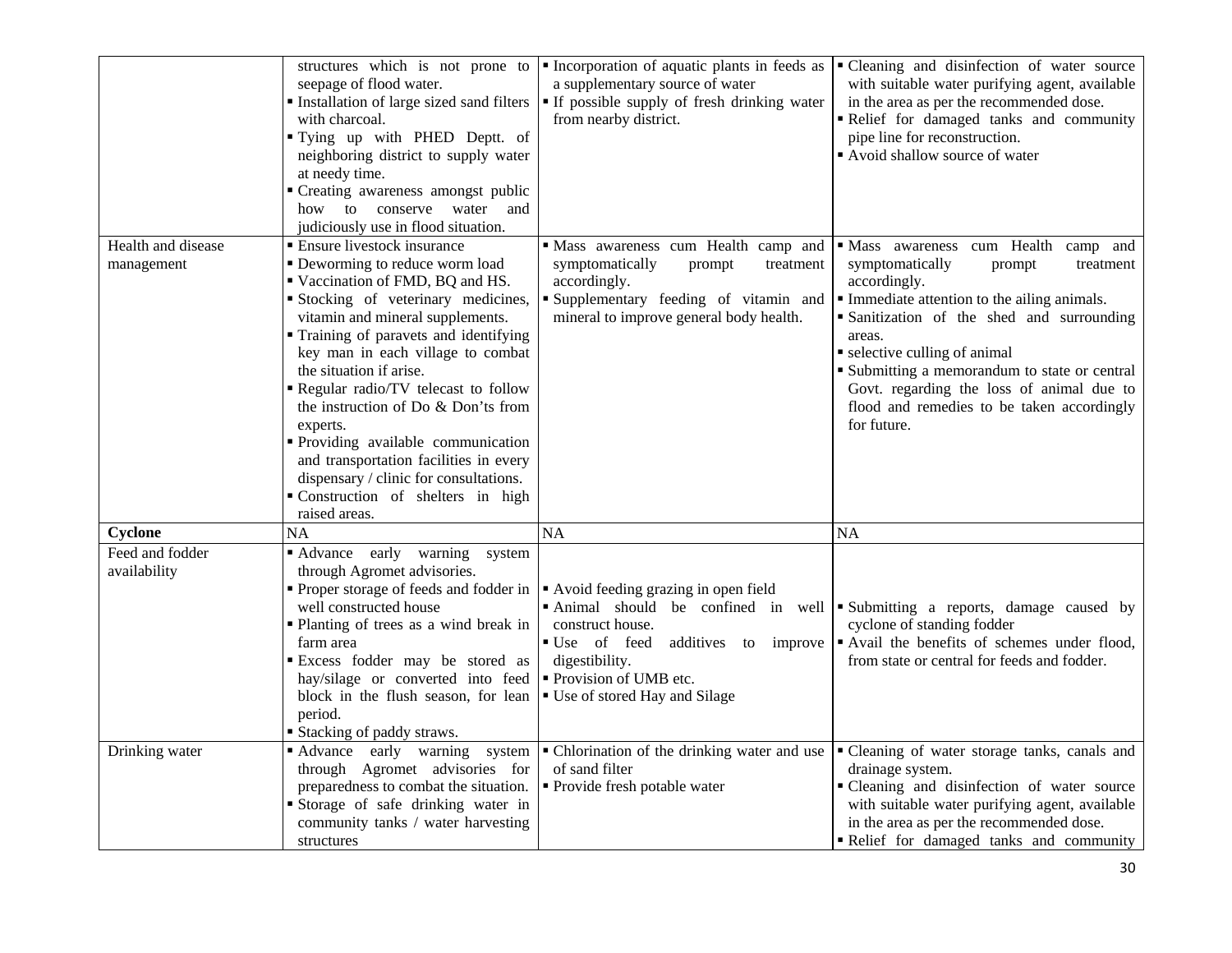| | | | |
|---|---|---|---|
| | structures which is not prone to seepage of flood water.<br>▪ Installation of large sized sand filters with charcoal.<br>▪ Tying up with PHED Deptt. of neighboring district to supply water at needy time.<br>▪ Creating awareness amongst public how to conserve water and judiciously use in flood situation. | ▪ Incorporation of aquatic plants in feeds as a supplementary source of water<br>▪ If possible supply of fresh drinking water from nearby district. | ▪ Cleaning and disinfection of water source with suitable water purifying agent, available in the area as per the recommended dose.<br>▪ Relief for damaged tanks and community pipe line for reconstruction.<br>▪ Avoid shallow source of water |
| Health and disease management | ▪ Ensure livestock insurance<br>▪ Deworming to reduce worm load<br>▪ Vaccination of FMD, BQ and HS.<br>▪ Stocking of veterinary medicines, vitamin and mineral supplements.<br>▪ Training of paravets and identifying key man in each village to combat the situation if arise.<br>▪ Regular radio/TV telecast to follow the instruction of Do & Don'ts from experts.<br>▪ Providing available communication and transportation facilities in every dispensary / clinic for consultations.<br>▪ Construction of shelters in high raised areas. | ▪ Mass awareness cum Health camp and symptomatically prompt treatment accordingly.<br>▪ Supplementary feeding of vitamin and mineral to improve general body health. | ▪ Mass awareness cum Health camp and symptomatically prompt treatment accordingly.<br>▪ Immediate attention to the ailing animals.<br>▪ Sanitization of the shed and surrounding areas.<br>▪ selective culling of animal<br>▪ Submitting a memorandum to state or central Govt. regarding the loss of animal due to flood and remedies to be taken accordingly for future. |
| **Cyclone** | NA | NA | NA |
| Feed and fodder availability | ▪ Advance early warning system through Agromet advisories.<br>▪ Proper storage of feeds and fodder in well constructed house<br>▪ Planting of trees as a wind break in farm area<br>▪ Excess fodder may be stored as hay/silage or converted into feed block in the flush season, for lean period.<br>▪ Stacking of paddy straws. | ▪ Avoid feeding grazing in open field<br>▪ Animal should be confined in well construct house.<br>▪ Use of feed additives to improve digestibility.<br>▪ Provision of UMB etc.<br>▪ Use of stored Hay and Silage | ▪ Submitting a reports, damage caused by cyclone of standing fodder<br>▪ Avail the benefits of schemes under flood, from state or central for feeds and fodder. |
| Drinking water | ▪ Advance early warning system through Agromet advisories for preparedness to combat the situation.<br>▪ Storage of safe drinking water in community tanks / water harvesting structures | ▪ Chlorination of the drinking water and use of sand filter<br>▪ Provide fresh potable water | ▪ Cleaning of water storage tanks, canals and drainage system.<br>▪ Cleaning and disinfection of water source with suitable water purifying agent, available in the area as per the recommended dose.<br>▪ Relief for damaged tanks and community |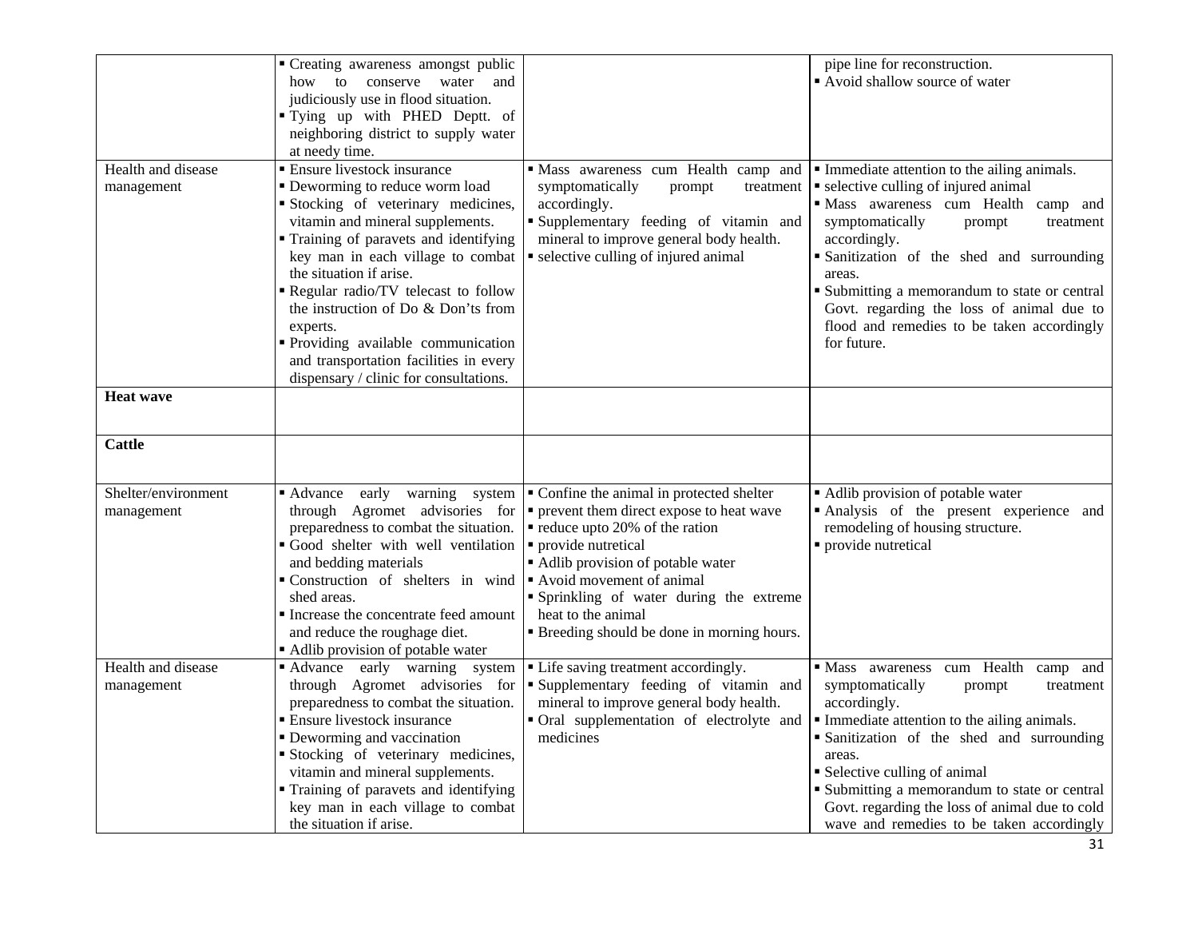| | | | |
|---|---|---|---|
| | ▪ Creating awareness amongst public how to conserve water and judiciously use in flood situation.<br>▪ Tying up with PHED Deptt. of neighboring district to supply water at needy time. | | pipe line for reconstruction.<br>▪ Avoid shallow source of water |
| Health and disease management | ▪ Ensure livestock insurance<br>▪ Deworming to reduce worm load<br>▪ Stocking of veterinary medicines, vitamin and mineral supplements.<br>▪ Training of paravets and identifying key man in each village to combat the situation if arise.<br>▪ Regular radio/TV telecast to follow the instruction of Do & Don'ts from experts.<br>▪ Providing available communication and transportation facilities in every dispensary / clinic for consultations. | ▪ Mass awareness cum Health camp and symptomatically prompt treatment accordingly.<br>▪ Supplementary feeding of vitamin and mineral to improve general body health.<br>▪ selective culling of injured animal | ▪ Immediate attention to the ailing animals.<br>▪ selective culling of injured animal<br>▪ Mass awareness cum Health camp and symptomatically prompt treatment accordingly.<br>▪ Sanitization of the shed and surrounding areas.<br>▪ Submitting a memorandum to state or central Govt. regarding the loss of animal due to flood and remedies to be taken accordingly for future. |
| **Heat wave** | | | |
| **Cattle** | | | |
| Shelter/environment management | ▪ Advance early warning system through Agromet advisories for preparedness to combat the situation.<br>▪ Good shelter with well ventilation and bedding materials<br>▪ Construction of shelters in wind shed areas.<br>▪ Increase the concentrate feed amount and reduce the roughage diet.<br>▪ Adlib provision of potable water | ▪ Confine the animal in protected shelter<br>▪ prevent them direct expose to heat wave<br>▪ reduce upto 20% of the ration<br>▪ provide nutretical<br>▪ Adlib provision of potable water<br>▪ Avoid movement of animal<br>▪ Sprinkling of water during the extreme heat to the animal<br>▪ Breeding should be done in morning hours. | ▪ Adlib provision of potable water<br>▪ Analysis of the present experience and remodeling of housing structure.<br>▪ provide nutretical |
| Health and disease management | ▪ Advance early warning system through Agromet advisories for preparedness to combat the situation.<br>▪ Ensure livestock insurance<br>▪ Deworming and vaccination<br>▪ Stocking of veterinary medicines, vitamin and mineral supplements.<br>▪ Training of paravets and identifying key man in each village to combat the situation if arise. | ▪ Life saving treatment accordingly.<br>▪ Supplementary feeding of vitamin and mineral to improve general body health.<br>▪ Oral supplementation of electrolyte and medicines | ▪ Mass awareness cum Health camp and symptomatically prompt treatment accordingly.<br>▪ Immediate attention to the ailing animals.<br>▪ Sanitization of the shed and surrounding areas.<br>▪ Selective culling of animal<br>▪ Submitting a memorandum to state or central Govt. regarding the loss of animal due to cold wave and remedies to be taken accordingly |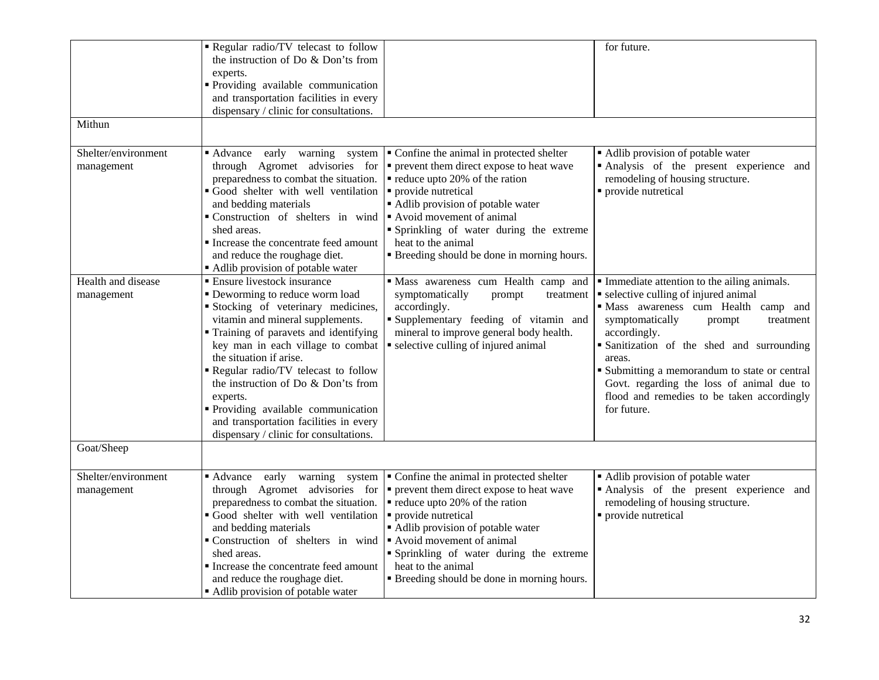| | | | |
|---|---|---|---|
| | ▪ Regular radio/TV telecast to follow the instruction of Do & Don'ts from experts.<br>▪ Providing available communication and transportation facilities in every dispensary / clinic for consultations. | | for future. |
| Mithun | | | |
| Shelter/environment management | ▪ Advance early warning system through Agromet advisories for preparedness to combat the situation.<br>▪ Good shelter with well ventilation and bedding materials<br>▪ Construction of shelters in wind shed areas.<br>▪ Increase the concentrate feed amount and reduce the roughage diet.<br>▪ Adlib provision of potable water | ▪ Confine the animal in protected shelter<br>▪ prevent them direct expose to heat wave<br>▪ reduce upto 20% of the ration<br>▪ provide nutretical<br>▪ Adlib provision of potable water<br>▪ Avoid movement of animal<br>▪ Sprinkling of water during the extreme heat to the animal<br>▪ Breeding should be done in morning hours. | ▪ Adlib provision of potable water<br>▪ Analysis of the present experience and remodeling of housing structure.<br>▪ provide nutretical |
| Health and disease management | ▪ Ensure livestock insurance<br>▪ Deworming to reduce worm load<br>▪ Stocking of veterinary medicines, vitamin and mineral supplements.<br>▪ Training of paravets and identifying key man in each village to combat the situation if arise.<br>▪ Regular radio/TV telecast to follow the instruction of Do & Don'ts from experts.<br>▪ Providing available communication and transportation facilities in every dispensary / clinic for consultations. | ▪ Mass awareness cum Health camp and symptomatically prompt treatment accordingly.<br>▪ Supplementary feeding of vitamin and mineral to improve general body health.<br>▪ selective culling of injured animal | ▪ Immediate attention to the ailing animals.<br>▪ selective culling of injured animal<br>▪ Mass awareness cum Health camp and symptomatically prompt treatment accordingly.<br>▪ Sanitization of the shed and surrounding areas.<br>▪ Submitting a memorandum to state or central Govt. regarding the loss of animal due to flood and remedies to be taken accordingly for future. |
| Goat/Sheep | | | |
| Shelter/environment management | ▪ Advance early warning system through Agromet advisories for preparedness to combat the situation.<br>▪ Good shelter with well ventilation and bedding materials<br>▪ Construction of shelters in wind shed areas.<br>▪ Increase the concentrate feed amount and reduce the roughage diet.<br>▪ Adlib provision of potable water | ▪ Confine the animal in protected shelter<br>▪ prevent them direct expose to heat wave<br>▪ reduce upto 20% of the ration<br>▪ provide nutretical<br>▪ Adlib provision of potable water<br>▪ Avoid movement of animal<br>▪ Sprinkling of water during the extreme heat to the animal<br>▪ Breeding should be done in morning hours. | ▪ Adlib provision of potable water<br>▪ Analysis of the present experience and remodeling of housing structure.<br>▪ provide nutretical |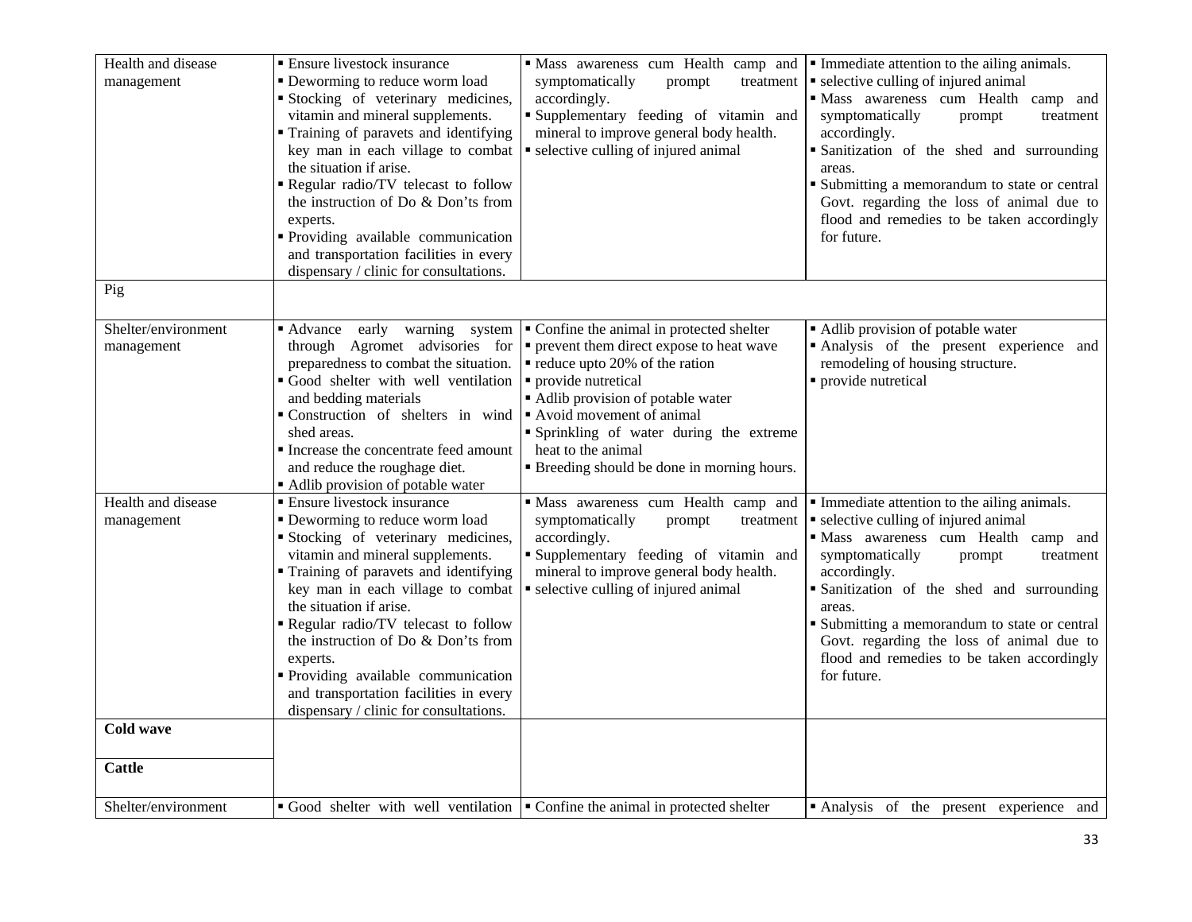| Health and disease management | ▪ Ensure livestock insurance<br>▪ Deworming to reduce worm load<br>▪ Stocking of veterinary medicines, vitamin and mineral supplements.<br>▪ Training of paravets and identifying key man in each village to combat the situation if arise.<br>▪ Regular radio/TV telecast to follow the instruction of Do & Don'ts from experts.<br>▪ Providing available communication and transportation facilities in every dispensary / clinic for consultations. | ▪ Mass awareness cum Health camp and symptomatically prompt treatment accordingly.<br>▪ Supplementary feeding of vitamin and mineral to improve general body health.<br>▪ selective culling of injured animal | ▪ Immediate attention to the ailing animals.<br>▪ selective culling of injured animal<br>▪ Mass awareness cum Health camp and symptomatically prompt treatment accordingly.<br>▪ Sanitization of the shed and surrounding areas.<br>▪ Submitting a memorandum to state or central Govt. regarding the loss of animal due to flood and remedies to be taken accordingly for future. |
|---|---|---|---|
| Pig | | | |
| Shelter/environment management | ▪ Advance early warning system through Agromet advisories for preparedness to combat the situation.<br>▪ Good shelter with well ventilation and bedding materials<br>▪ Construction of shelters in wind shed areas.<br>▪ Increase the concentrate feed amount and reduce the roughage diet.<br>▪ Adlib provision of potable water | ▪ Confine the animal in protected shelter<br>▪ prevent them direct expose to heat wave<br>▪ reduce upto 20% of the ration<br>▪ provide nutretical<br>▪ Adlib provision of potable water<br>▪ Avoid movement of animal<br>▪ Sprinkling of water during the extreme heat to the animal<br>▪ Breeding should be done in morning hours. | ▪ Adlib provision of potable water<br>▪ Analysis of the present experience and remodeling of housing structure.<br>▪ provide nutretical |
| Health and disease management | ▪ Ensure livestock insurance<br>▪ Deworming to reduce worm load<br>▪ Stocking of veterinary medicines, vitamin and mineral supplements.<br>▪ Training of paravets and identifying key man in each village to combat the situation if arise.<br>▪ Regular radio/TV telecast to follow the instruction of Do & Don'ts from experts.<br>▪ Providing available communication and transportation facilities in every dispensary / clinic for consultations. | ▪ Mass awareness cum Health camp and symptomatically prompt treatment accordingly.<br>▪ Supplementary feeding of vitamin and mineral to improve general body health.<br>▪ selective culling of injured animal | ▪ Immediate attention to the ailing animals.<br>▪ selective culling of injured animal<br>▪ Mass awareness cum Health camp and symptomatically prompt treatment accordingly.<br>▪ Sanitization of the shed and surrounding areas.<br>▪ Submitting a memorandum to state or central Govt. regarding the loss of animal due to flood and remedies to be taken accordingly for future. |
| **Cold wave** | | | |
| **Cattle** | | | |
| Shelter/environment | ▪ Good shelter with well ventilation | ▪ Confine the animal in protected shelter | ▪ Analysis of the present experience and |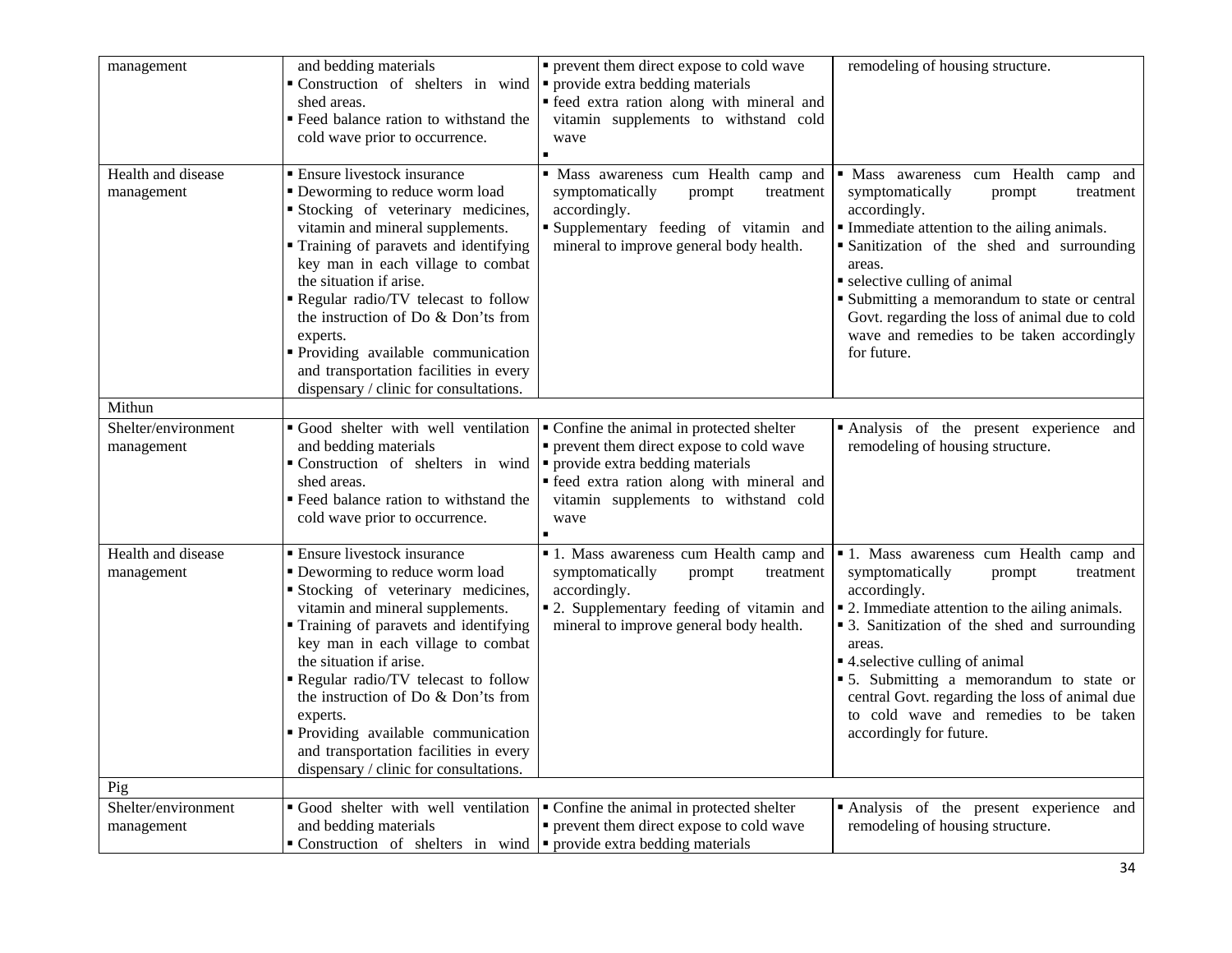| | | | |
|---|---|---|---|
| management | and bedding materials<br>▪ Construction of shelters in wind shed areas.<br>▪ Feed balance ration to withstand the cold wave prior to occurrence. | ▪ prevent them direct expose to cold wave<br>▪ provide extra bedding materials<br>▪ feed extra ration along with mineral and vitamin supplements to withstand cold wave<br>▪ | remodeling of housing structure. |
| Health and disease management | ▪ Ensure livestock insurance<br>▪ Deworming to reduce worm load<br>▪ Stocking of veterinary medicines, vitamin and mineral supplements.<br>▪ Training of paravets and identifying key man in each village to combat the situation if arise.<br>▪ Regular radio/TV telecast to follow the instruction of Do & Don'ts from experts.<br>▪ Providing available communication and transportation facilities in every dispensary / clinic for consultations. | ▪ Mass awareness cum Health camp and symptomatically prompt treatment accordingly.<br>▪ Supplementary feeding of vitamin and mineral to improve general body health. | ▪ Mass awareness cum Health camp and symptomatically prompt treatment accordingly.<br>▪ Immediate attention to the ailing animals.<br>▪ Sanitization of the shed and surrounding areas.<br>▪ selective culling of animal<br>▪ Submitting a memorandum to state or central Govt. regarding the loss of animal due to cold wave and remedies to be taken accordingly for future. |
| Mithun | | | |
| Shelter/environment management | ▪ Good shelter with well ventilation and bedding materials<br>▪ Construction of shelters in wind shed areas.<br>▪ Feed balance ration to withstand the cold wave prior to occurrence. | ▪ Confine the animal in protected shelter<br>▪ prevent them direct expose to cold wave<br>▪ provide extra bedding materials<br>▪ feed extra ration along with mineral and vitamin supplements to withstand cold wave<br>▪ | ▪ Analysis of the present experience and remodeling of housing structure. |
| Health and disease management | ▪ Ensure livestock insurance<br>▪ Deworming to reduce worm load<br>▪ Stocking of veterinary medicines, vitamin and mineral supplements.<br>▪ Training of paravets and identifying key man in each village to combat the situation if arise.<br>▪ Regular radio/TV telecast to follow the instruction of Do & Don'ts from experts.<br>▪ Providing available communication and transportation facilities in every dispensary / clinic for consultations. | ▪ 1. Mass awareness cum Health camp and symptomatically prompt treatment accordingly.<br>▪ 2. Supplementary feeding of vitamin and mineral to improve general body health. | ▪ 1. Mass awareness cum Health camp and symptomatically prompt treatment accordingly.<br>▪ 2. Immediate attention to the ailing animals.<br>▪ 3. Sanitization of the shed and surrounding areas.<br>▪ 4.selective culling of animal<br>▪ 5. Submitting a memorandum to state or central Govt. regarding the loss of animal due to cold wave and remedies to be taken accordingly for future. |
| Pig | | | |
| Shelter/environment management | ▪ Good shelter with well ventilation and bedding materials<br>▪ Construction of shelters in wind | ▪ Confine the animal in protected shelter<br>▪ prevent them direct expose to cold wave<br>▪ provide extra bedding materials | ▪ Analysis of the present experience and remodeling of housing structure. |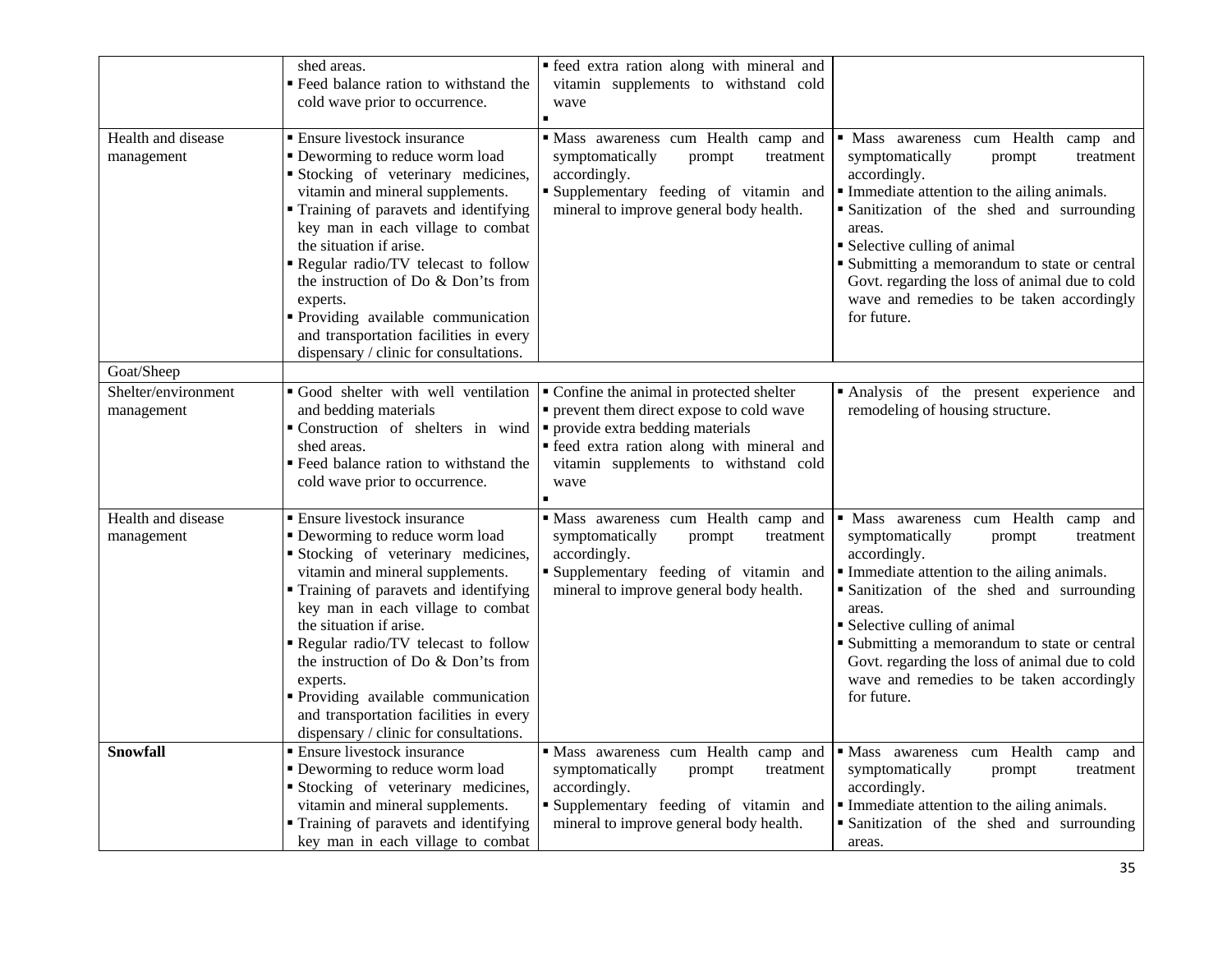| | | | |
|---|---|---|---|
| | shed areas.<br>▪ Feed balance ration to withstand the cold wave prior to occurrence. | ▪ feed extra ration along with mineral and vitamin supplements to withstand cold wave<br>▪ | |
| Health and disease management | ▪ Ensure livestock insurance<br>▪ Deworming to reduce worm load<br>▪ Stocking of veterinary medicines, vitamin and mineral supplements.<br>▪ Training of paravets and identifying key man in each village to combat the situation if arise.<br>▪ Regular radio/TV telecast to follow the instruction of Do & Don'ts from experts.<br>▪ Providing available communication and transportation facilities in every dispensary / clinic for consultations. | ▪ Mass awareness cum Health camp and symptomatically prompt treatment accordingly.<br>▪ Supplementary feeding of vitamin and mineral to improve general body health. | ▪ Mass awareness cum Health camp and symptomatically prompt treatment accordingly.<br>▪ Immediate attention to the ailing animals.<br>▪ Sanitization of the shed and surrounding areas.<br>▪ Selective culling of animal<br>▪ Submitting a memorandum to state or central Govt. regarding the loss of animal due to cold wave and remedies to be taken accordingly for future. |
| Goat/Sheep | | | |
| Shelter/environment management | ▪ Good shelter with well ventilation and bedding materials<br>▪ Construction of shelters in wind shed areas.<br>▪ Feed balance ration to withstand the cold wave prior to occurrence. | ▪ Confine the animal in protected shelter<br>▪ prevent them direct expose to cold wave<br>▪ provide extra bedding materials<br>▪ feed extra ration along with mineral and vitamin supplements to withstand cold wave<br>▪ | ▪ Analysis of the present experience and remodeling of housing structure. |
| Health and disease management | ▪ Ensure livestock insurance<br>▪ Deworming to reduce worm load<br>▪ Stocking of veterinary medicines, vitamin and mineral supplements.<br>▪ Training of paravets and identifying key man in each village to combat the situation if arise.<br>▪ Regular radio/TV telecast to follow the instruction of Do & Don'ts from experts.<br>▪ Providing available communication and transportation facilities in every dispensary / clinic for consultations. | ▪ Mass awareness cum Health camp and symptomatically prompt treatment accordingly.<br>▪ Supplementary feeding of vitamin and mineral to improve general body health. | ▪ Mass awareness cum Health camp and symptomatically prompt treatment accordingly.<br>▪ Immediate attention to the ailing animals.<br>▪ Sanitization of the shed and surrounding areas.<br>▪ Selective culling of animal<br>▪ Submitting a memorandum to state or central Govt. regarding the loss of animal due to cold wave and remedies to be taken accordingly for future. |
| **Snowfall** | ▪ Ensure livestock insurance<br>▪ Deworming to reduce worm load<br>▪ Stocking of veterinary medicines, vitamin and mineral supplements.<br>▪ Training of paravets and identifying key man in each village to combat | ▪ Mass awareness cum Health camp and symptomatically prompt treatment accordingly.<br>▪ Supplementary feeding of vitamin and mineral to improve general body health. | ▪ Mass awareness cum Health camp and symptomatically prompt treatment accordingly.<br>▪ Immediate attention to the ailing animals.<br>▪ Sanitization of the shed and surrounding areas. |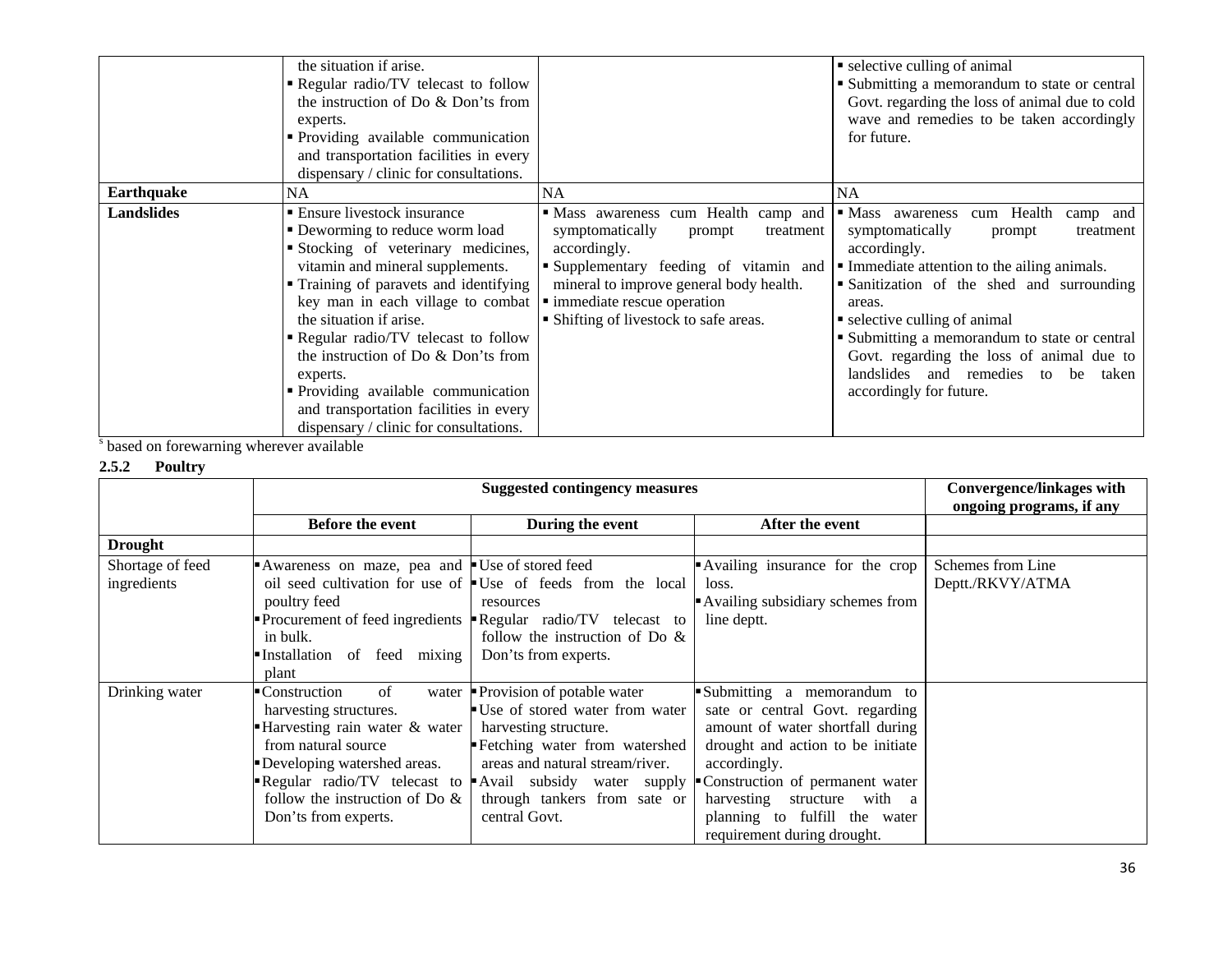| | | | |
|---|---|---|---|
| | the situation if arise.<br>▪ Regular radio/TV telecast to follow the instruction of Do & Don'ts from experts.<br>▪ Providing available communication and transportation facilities in every dispensary / clinic for consultations. | | ▪ selective culling of animal<br>▪ Submitting a memorandum to state or central Govt. regarding the loss of animal due to cold wave and remedies to be taken accordingly for future. |
| **Earthquake** | NA | NA | NA |
| **Landslides** | ▪ Ensure livestock insurance<br>▪ Deworming to reduce worm load<br>▪ Stocking of veterinary medicines, vitamin and mineral supplements.<br>▪ Training of paravets and identifying key man in each village to combat the situation if arise.<br>▪ Regular radio/TV telecast to follow the instruction of Do & Don'ts from experts.<br>▪ Providing available communication and transportation facilities in every dispensary / clinic for consultations. | ▪ Mass awareness cum Health camp and symptomatically prompt treatment accordingly.<br>▪ Supplementary feeding of vitamin and mineral to improve general body health.<br>▪ immediate rescue operation<br>▪ Shifting of livestock to safe areas. | ▪ Mass awareness cum Health camp and symptomatically prompt treatment accordingly.<br>▪ Immediate attention to the ailing animals.<br>▪ Sanitization of the shed and surrounding areas.<br>▪ selective culling of animal<br>▪ Submitting a memorandum to state or central Govt. regarding the loss of animal due to landslides and remedies to be taken accordingly for future. |

[s] based on forewarning wherever available

**2.5.2 Poultry**

| | Suggested contingency measures | | | Convergence/linkages with ongoing programs, if any |
|---|---|---|---|---|
| | **Before the event** | **During the event** | **After the event** | |
| **Drought** | | | | |
| Shortage of feed ingredients | ▪ Awareness on maze, pea and oil seed cultivation for use of poultry feed<br>▪ Procurement of feed ingredients in bulk.<br>▪ Installation of feed mixing plant | ▪ Use of stored feed<br>▪ Use of feeds from the local resources<br>▪ Regular radio/TV telecast to follow the instruction of Do & Don'ts from experts. | ▪ Availing insurance for the crop loss.<br>▪ Availing subsidiary schemes from line deptt. | Schemes from Line Deptt./RKVY/ATMA |
| Drinking water | ▪ Construction of water harvesting structures.<br>▪ Harvesting rain water & water from natural source<br>▪ Developing watershed areas.<br>▪ Regular radio/TV telecast to follow the instruction of Do & Don'ts from experts. | ▪ Provision of potable water<br>▪ Use of stored water from water harvesting structure.<br>▪ Fetching water from watershed areas and natural stream/river.<br>▪ Avail subsidy water supply through tankers from sate or central Govt. | ▪ Submitting a memorandum to sate or central Govt. regarding amount of water shortfall during drought and action to be initiate accordingly.<br>▪ Construction of permanent water harvesting structure with a planning to fulfill the water requirement during drought. | |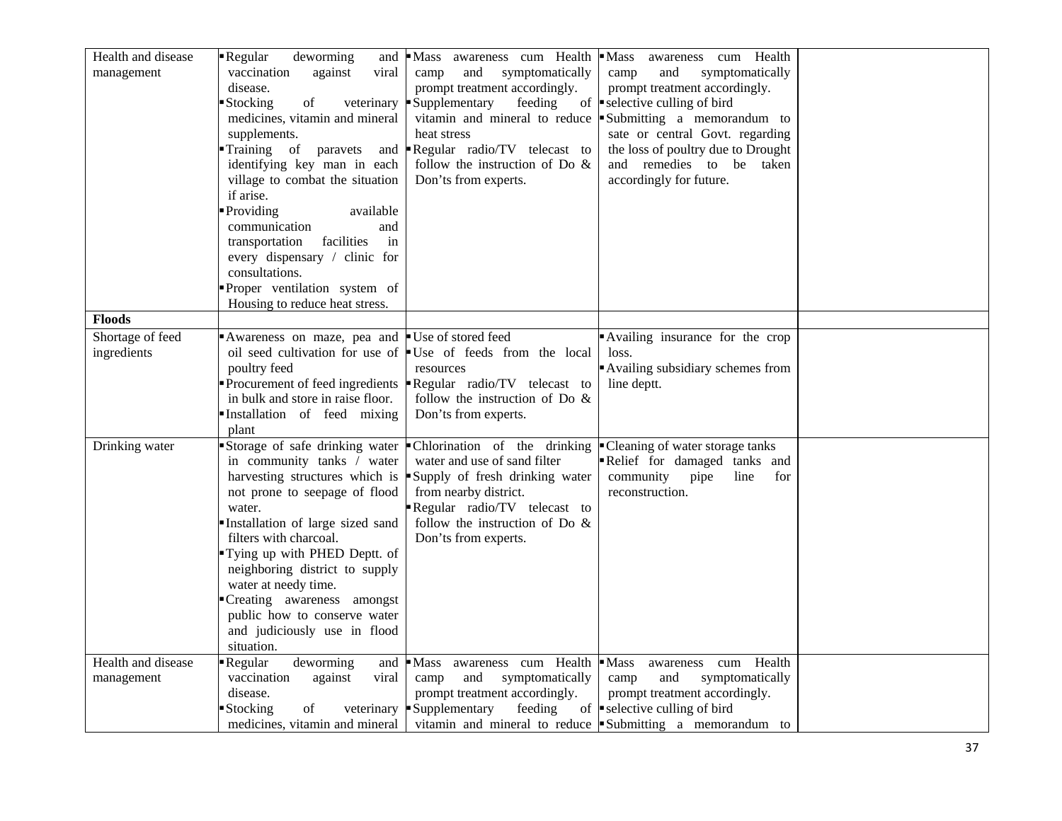| | | | | |
|---|---|---|---|---|
| Health and disease management | ▪Regular deworming and vaccination against viral disease.<br>▪Stocking of veterinary medicines, vitamin and mineral supplements.<br>▪Training of paravets and identifying key man in each village to combat the situation if arise.<br>▪Providing available communication and transportation facilities in every dispensary / clinic for consultations.<br>▪Proper ventilation system of Housing to reduce heat stress. | ▪Mass awareness cum Health camp and symptomatically prompt treatment accordingly.<br>▪Supplementary feeding of vitamin and mineral to reduce heat stress<br>▪Regular radio/TV telecast to follow the instruction of Do & Don'ts from experts. | ▪Mass awareness cum Health camp and symptomatically prompt treatment accordingly.<br>▪selective culling of bird<br>▪Submitting a memorandum to sate or central Govt. regarding the loss of poultry due to Drought and remedies to be taken accordingly for future. | |
| **Floods** | | | | |
| Shortage of feed ingredients | ▪Awareness on maze, pea and oil seed cultivation for use of poultry feed<br>▪Procurement of feed ingredients in bulk and store in raise floor.<br>▪Installation of feed mixing plant | ▪Use of stored feed<br>▪Use of feeds from the local resources<br>▪Regular radio/TV telecast to follow the instruction of Do & Don'ts from experts. | ▪Availing insurance for the crop loss.<br>▪Availing subsidiary schemes from line deptt. | |
| Drinking water | ▪Storage of safe drinking water in community tanks / water harvesting structures which is not prone to seepage of flood water.<br>▪Installation of large sized sand filters with charcoal.<br>▪Tying up with PHED Deptt. of neighboring district to supply water at needy time.<br>▪Creating awareness amongst public how to conserve water and judiciously use in flood situation. | ▪Chlorination of the drinking water and use of sand filter<br>▪Supply of fresh drinking water from nearby district.<br>▪Regular radio/TV telecast to follow the instruction of Do & Don'ts from experts. | ▪Cleaning of water storage tanks<br>▪Relief for damaged tanks and community pipe line for reconstruction. | |
| Health and disease management | ▪Regular deworming and vaccination against viral disease.<br>▪Stocking of veterinary medicines, vitamin and mineral | ▪Mass awareness cum Health camp and symptomatically prompt treatment accordingly.<br>▪Supplementary feeding of vitamin and mineral to reduce | ▪Mass awareness cum Health camp and symptomatically prompt treatment accordingly.<br>▪selective culling of bird<br>▪Submitting a memorandum to | |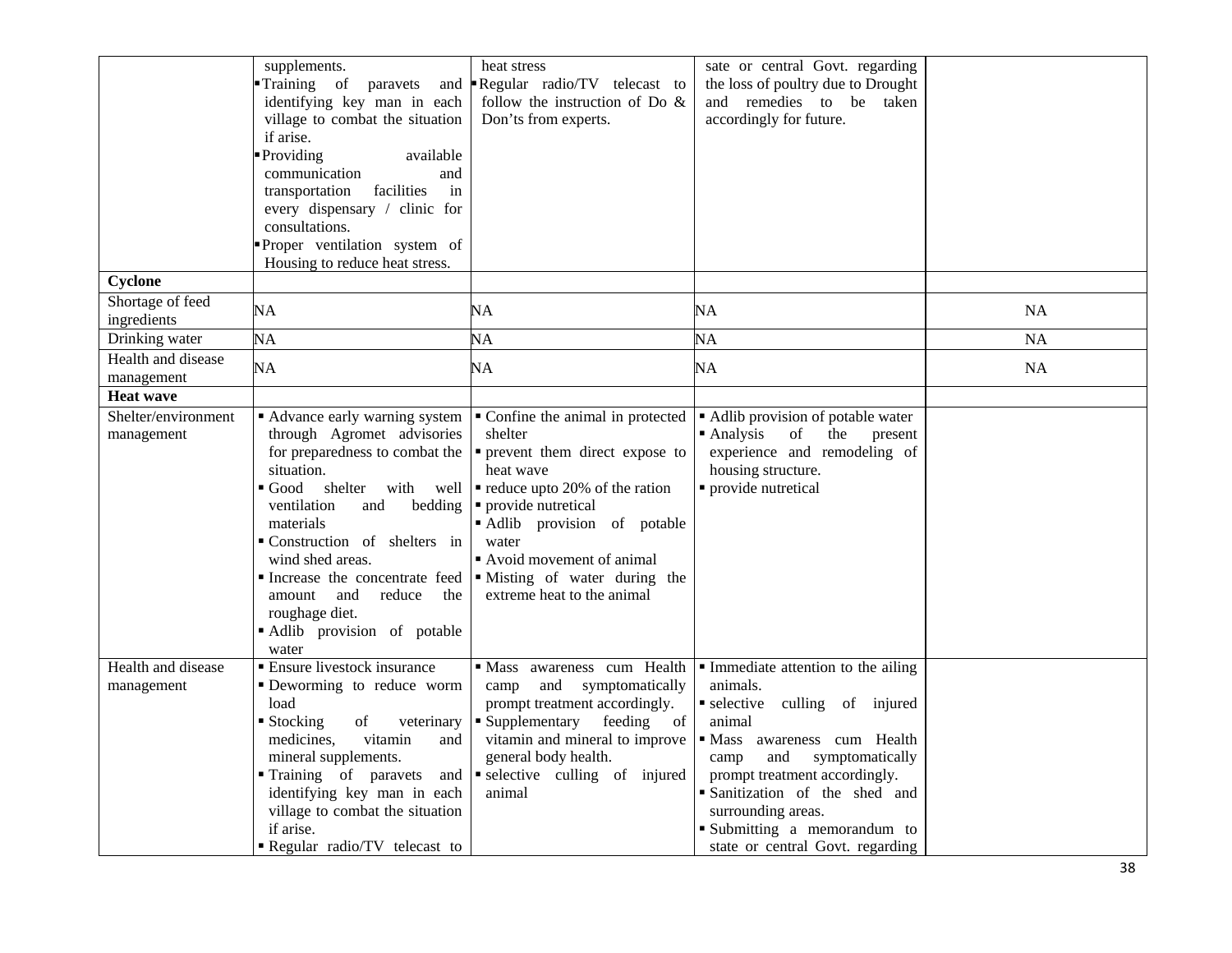| | | | | |
|---|---|---|---|---|
| | supplements.<br>▪ Training of paravets and identifying key man in each village to combat the situation if arise.<br>▪ Providing available communication and transportation facilities in every dispensary / clinic for consultations.<br>▪ Proper ventilation system of Housing to reduce heat stress. | heat stress<br>▪ Regular radio/TV telecast to follow the instruction of Do & Don'ts from experts. | sate or central Govt. regarding the loss of poultry due to Drought and remedies to be taken accordingly for future. | |
| **Cyclone** | | | | |
| Shortage of feed ingredients | NA | NA | NA | NA |
| Drinking water | NA | NA | NA | NA |
| Health and disease management | NA | NA | NA | NA |
| **Heat wave** | | | | |
| Shelter/environment management | ▪ Advance early warning system through Agromet advisories for preparedness to combat the situation.<br>▪ Good shelter with well ventilation and bedding materials<br>▪ Construction of shelters in wind shed areas.<br>▪ Increase the concentrate feed amount and reduce the roughage diet.<br>▪ Adlib provision of potable water | ▪ Confine the animal in protected shelter<br>▪ prevent them direct expose to heat wave<br>▪ reduce upto 20% of the ration<br>▪ provide nutretical<br>▪ Adlib provision of potable water<br>▪ Avoid movement of animal<br>▪ Misting of water during the extreme heat to the animal | ▪ Adlib provision of potable water<br>▪ Analysis of the present experience and remodeling of housing structure.<br>▪ provide nutretical | |
| Health and disease management | ▪ Ensure livestock insurance<br>▪ Deworming to reduce worm load<br>▪ Stocking of veterinary medicines, vitamin and mineral supplements.<br>▪ Training of paravets and identifying key man in each village to combat the situation if arise.<br>▪ Regular radio/TV telecast to | ▪ Mass awareness cum Health camp and symptomatically prompt treatment accordingly.<br>▪ Supplementary feeding of vitamin and mineral to improve general body health.<br>▪ selective culling of injured animal | ▪ Immediate attention to the ailing animals.<br>▪ selective culling of injured animal<br>▪ Mass awareness cum Health camp and symptomatically prompt treatment accordingly.<br>▪ Sanitization of the shed and surrounding areas.<br>▪ Submitting a memorandum to state or central Govt. regarding | |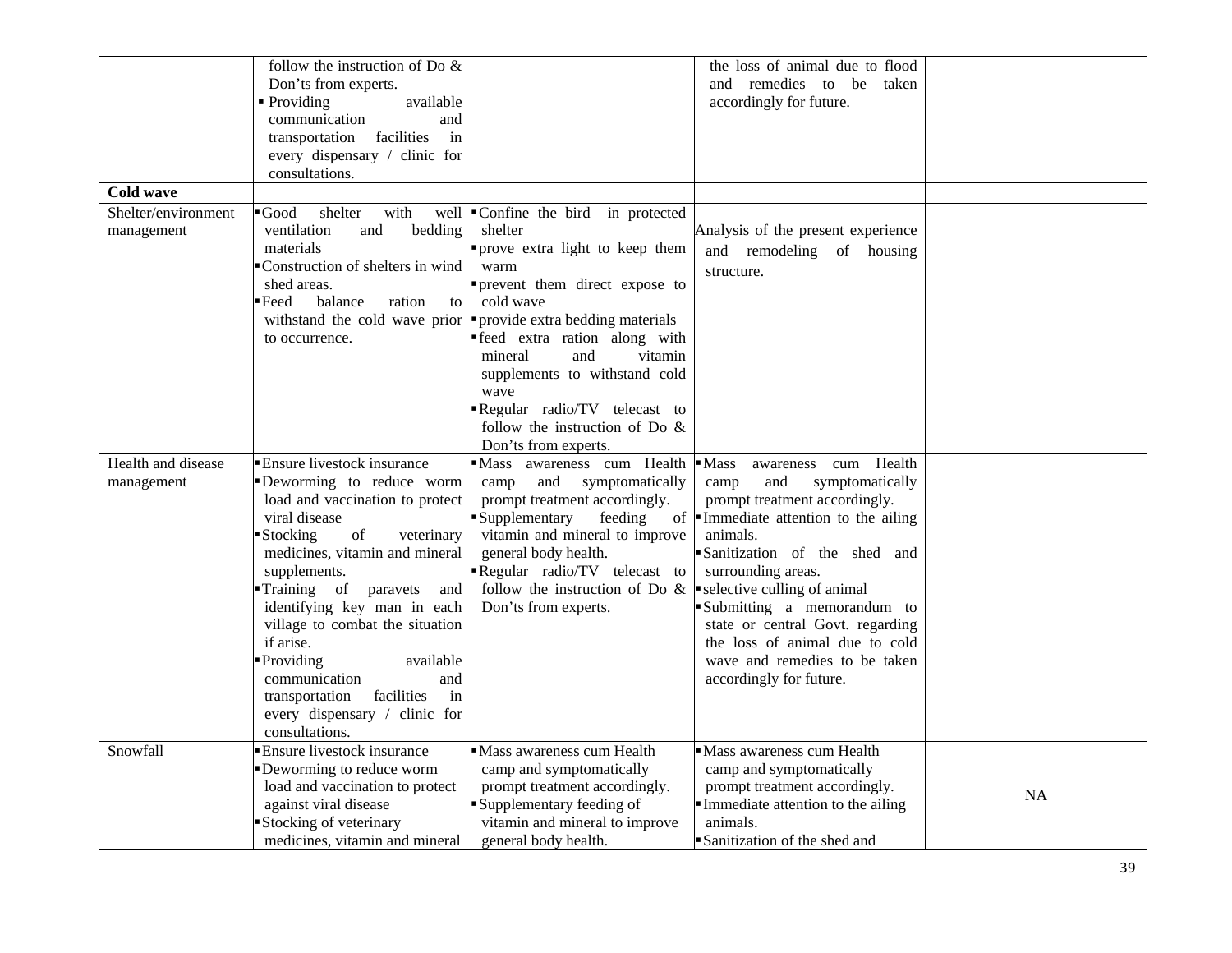| | | | | |
|---|---|---|---|---|
| | follow the instruction of Do & Don'ts from experts.<br>▪ Providing available communication and transportation facilities in every dispensary / clinic for consultations. | | the loss of animal due to flood and remedies to be taken accordingly for future. | |
| **Cold wave** | | | | |
| Shelter/environment management | ▪ Good shelter with well ventilation and bedding materials<br>▪ Construction of shelters in wind shed areas.<br>▪ Feed balance ration to withstand the cold wave prior to occurrence. | ▪ Confine the bird in protected shelter<br>▪ prove extra light to keep them warm<br>▪ prevent them direct expose to cold wave<br>▪ provide extra bedding materials<br>▪ feed extra ration along with mineral and vitamin supplements to withstand cold wave<br>▪ Regular radio/TV telecast to follow the instruction of Do & Don'ts from experts. | Analysis of the present experience and remodeling of housing structure. | |
| Health and disease management | ▪ Ensure livestock insurance<br>▪ Deworming to reduce worm load and vaccination to protect viral disease<br>▪ Stocking of veterinary medicines, vitamin and mineral supplements.<br>▪ Training of paravets and identifying key man in each village to combat the situation if arise.<br>▪ Providing available communication and transportation facilities in every dispensary / clinic for consultations. | ▪ Mass awareness cum Health camp and symptomatically prompt treatment accordingly.<br>▪ Supplementary feeding of vitamin and mineral to improve general body health.<br>▪ Regular radio/TV telecast to follow the instruction of Do & Don'ts from experts. | ▪ Mass awareness cum Health camp and symptomatically prompt treatment accordingly.<br>▪ Immediate attention to the ailing animals.<br>▪ Sanitization of the shed and surrounding areas.<br>▪ selective culling of animal<br>▪ Submitting a memorandum to state or central Govt. regarding the loss of animal due to cold wave and remedies to be taken accordingly for future. | |
| Snowfall | ▪ Ensure livestock insurance<br>▪ Deworming to reduce worm load and vaccination to protect against viral disease<br>▪ Stocking of veterinary medicines, vitamin and mineral | ▪ Mass awareness cum Health camp and symptomatically prompt treatment accordingly.<br>▪ Supplementary feeding of vitamin and mineral to improve general body health. | ▪ Mass awareness cum Health camp and symptomatically prompt treatment accordingly.<br>▪ Immediate attention to the ailing animals.<br>▪ Sanitization of the shed and | NA |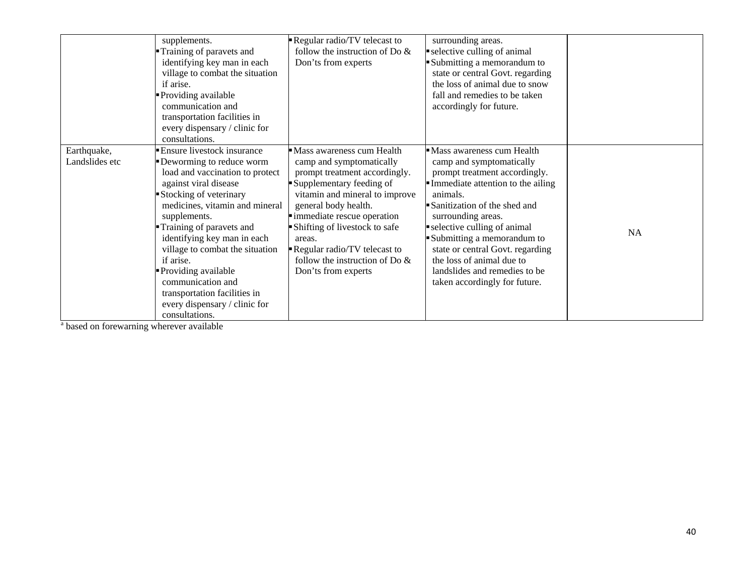| | | | | |
|---|---|---|---|---|
| | supplements.<br>▪ Training of paravets and identifying key man in each village to combat the situation if arise.<br>▪ Providing available communication and transportation facilities in every dispensary / clinic for consultations. | ▪ Regular radio/TV telecast to follow the instruction of Do & Don'ts from experts | surrounding areas.<br>▪ selective culling of animal<br>▪ Submitting a memorandum to state or central Govt. regarding the loss of animal due to snow fall and remedies to be taken accordingly for future. | |
| Earthquake, Landslides etc | ▪ Ensure livestock insurance<br>▪ Deworming to reduce worm load and vaccination to protect against viral disease<br>▪ Stocking of veterinary medicines, vitamin and mineral supplements.<br>▪ Training of paravets and identifying key man in each village to combat the situation if arise.<br>▪ Providing available communication and transportation facilities in every dispensary / clinic for consultations. | ▪ Mass awareness cum Health camp and symptomatically prompt treatment accordingly.<br>▪ Supplementary feeding of vitamin and mineral to improve general body health.<br>▪ immediate rescue operation<br>▪ Shifting of livestock to safe areas.<br>▪ Regular radio/TV telecast to follow the instruction of Do & Don'ts from experts | ▪ Mass awareness cum Health camp and symptomatically prompt treatment accordingly.<br>▪ Immediate attention to the ailing animals.<br>▪ Sanitization of the shed and surrounding areas.<br>▪ selective culling of animal<br>▪ Submitting a memorandum to state or central Govt. regarding the loss of animal due to landslides and remedies to be taken accordingly for future. | NA |

[a] based on forewarning wherever available